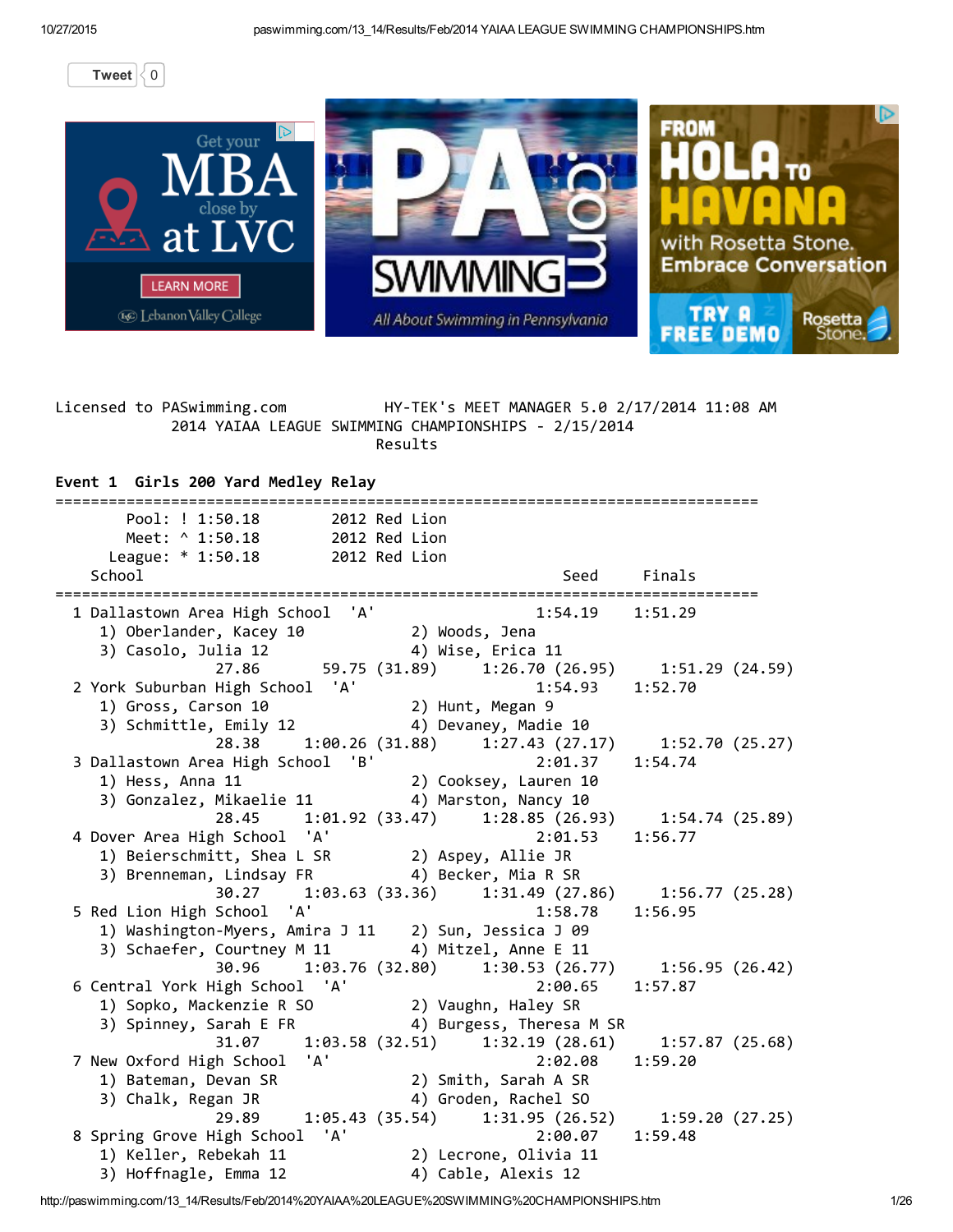Tweet 0

Get your MBA close by at LVC
LEARN MORE
Lebanon Valley College

PA SWIMMING .com
All About Swimming in Pennsylvania

FROM HOLA TO HAVANA with Rosetta Stone. Embrace Conversation
TRY A FREE DEMO
Rosetta Stone

```
Licensed to PASwimming.com          HY-TEK's MEET MANAGER 5.0 2/17/2014 11:08 AM
             2014 YAIAA LEAGUE SWIMMING CHAMPIONSHIPS - 2/15/2014
                                     Results
```

**Event 1  Girls 200 Yard Medley Relay**

```
===============================================================================
        Pool: ! 1:50.18        2012 Red Lion
        Meet: ^ 1:50.18        2012 Red Lion
      League: * 1:50.18        2012 Red Lion
    School                                              Seed     Finals
===============================================================================
  1 Dallastown Area High School  'A'                 1:54.19    1:51.29
     1) Oberlander, Kacey 10           2) Woods, Jena
     3) Casolo, Julia 12               4) Wise, Erica 11
                27.86       59.75 (31.89)     1:26.70 (26.95)     1:51.29 (24.59)
  2 York Suburban High School  'A'                   1:54.93    1:52.70
     1) Gross, Carson 10               2) Hunt, Megan 9
     3) Schmittle, Emily 12            4) Devaney, Madie 10
                28.38     1:00.26 (31.88)     1:27.43 (27.17)     1:52.70 (25.27)
  3 Dallastown Area High School  'B'                 2:01.37    1:54.74
     1) Hess, Anna 11                  2) Cooksey, Lauren 10
     3) Gonzalez, Mikaelie 11          4) Marston, Nancy 10
                28.45     1:01.92 (33.47)     1:28.85 (26.93)     1:54.74 (25.89)
  4 Dover Area High School  'A'                      2:01.53    1:56.77
     1) Beierschmitt, Shea L SR        2) Aspey, Allie JR
     3) Brenneman, Lindsay FR          4) Becker, Mia R SR
                30.27     1:03.63 (33.36)     1:31.49 (27.86)     1:56.77 (25.28)
  5 Red Lion High School  'A'                        1:58.78    1:56.95
     1) Washington-Myers, Amira J 11   2) Sun, Jessica J 09
     3) Schaefer, Courtney M 11        4) Mitzel, Anne E 11
                30.96     1:03.76 (32.80)     1:30.53 (26.77)     1:56.95 (26.42)
  6 Central York High School  'A'                    2:00.65    1:57.87
     1) Sopko, Mackenzie R SO          2) Vaughn, Haley SR
     3) Spinney, Sarah E FR            4) Burgess, Theresa M SR
                31.07     1:03.58 (32.51)     1:32.19 (28.61)     1:57.87 (25.68)
  7 New Oxford High School  'A'                      2:02.08    1:59.20
     1) Bateman, Devan SR              2) Smith, Sarah A SR
     3) Chalk, Regan JR                4) Groden, Rachel SO
                29.89     1:05.43 (35.54)     1:31.95 (26.52)     1:59.20 (27.25)
  8 Spring Grove High School  'A'                    2:00.07    1:59.48
     1) Keller, Rebekah 11             2) Lecrone, Olivia 11
     3) Hoffnagle, Emma 12             4) Cable, Alexis 12
```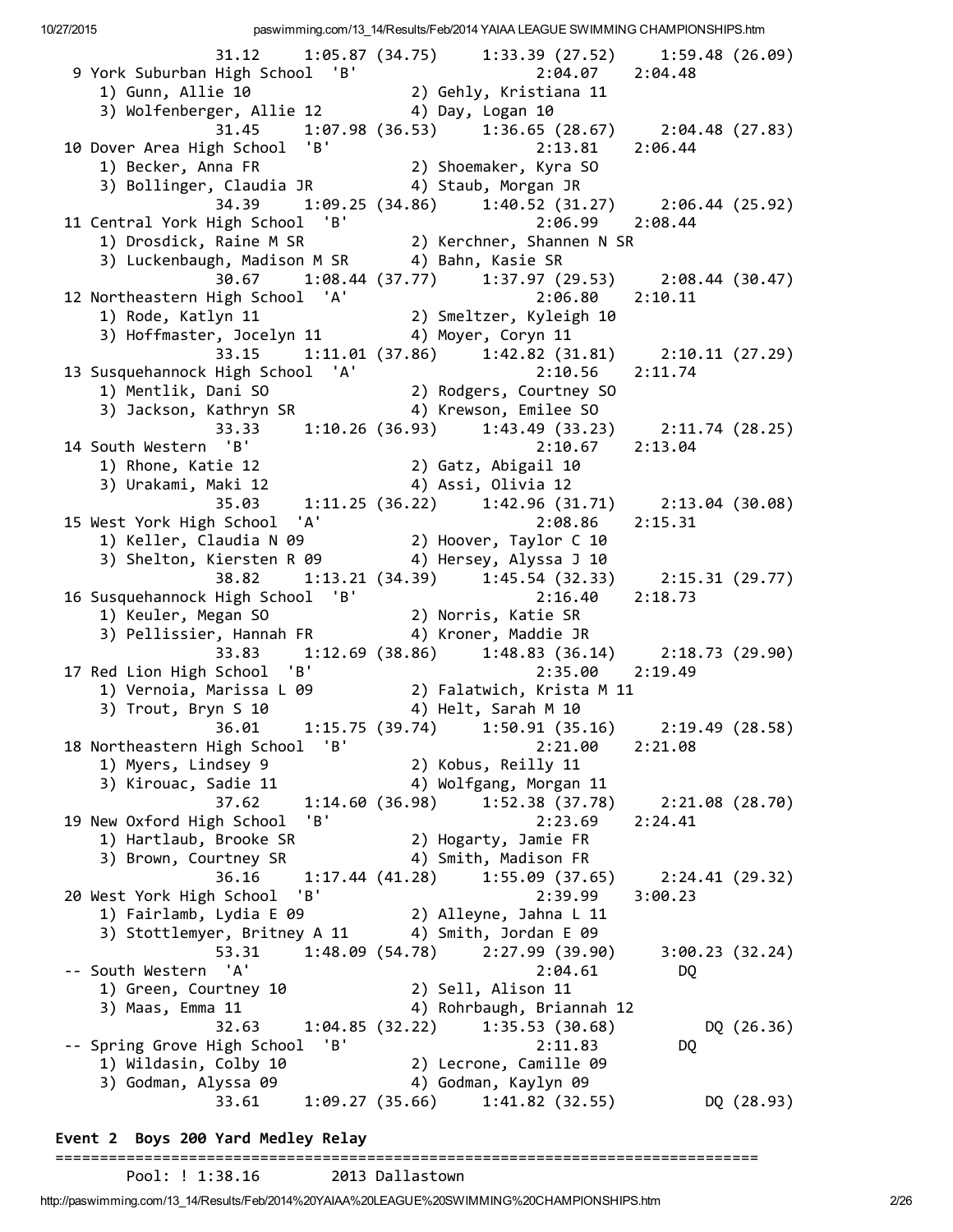```
              31.12     1:05.87 (34.75)     1:33.39 (27.52)     1:59.48 (26.09)
  9 York Suburban High School  'B'                   2:04.07    2:04.48
     1) Gunn, Allie 10                  2) Gehly, Kristiana 11
     3) Wolfenberger, Allie 12          4) Day, Logan 10
              31.45     1:07.98 (36.53)     1:36.65 (28.67)     2:04.48 (27.83)
 10 Dover Area High School  'B'                      2:13.81    2:06.44
     1) Becker, Anna FR                 2) Shoemaker, Kyra SO
     3) Bollinger, Claudia JR           4) Staub, Morgan JR
              34.39     1:09.25 (34.86)     1:40.52 (31.27)     2:06.44 (25.92)
 11 Central York High School  'B'                    2:06.99    2:08.44
     1) Drosdick, Raine M SR            2) Kerchner, Shannen N SR
     3) Luckenbaugh, Madison M SR       4) Bahn, Kasie SR
              30.67     1:08.44 (37.77)     1:37.97 (29.53)     2:08.44 (30.47)
 12 Northeastern High School  'A'                    2:06.80    2:10.11
     1) Rode, Katlyn 11                 2) Smeltzer, Kyleigh 10
     3) Hoffmaster, Jocelyn 11          4) Moyer, Coryn 11
              33.15     1:11.01 (37.86)     1:42.82 (31.81)     2:10.11 (27.29)
 13 Susquehannock High School  'A'                   2:10.56    2:11.74
     1) Mentlik, Dani SO                2) Rodgers, Courtney SO
     3) Jackson, Kathryn SR             4) Krewson, Emilee SO
              33.33     1:10.26 (36.93)     1:43.49 (33.23)     2:11.74 (28.25)
 14 South Western  'B'                               2:10.67    2:13.04
     1) Rhone, Katie 12                 2) Gatz, Abigail 10
     3) Urakami, Maki 12                4) Assi, Olivia 12
              35.03     1:11.25 (36.22)     1:42.96 (31.71)     2:13.04 (30.08)
 15 West York High School  'A'                       2:08.86    2:15.31
     1) Keller, Claudia N 09            2) Hoover, Taylor C 10
     3) Shelton, Kiersten R 09          4) Hersey, Alyssa J 10
              38.82     1:13.21 (34.39)     1:45.54 (32.33)     2:15.31 (29.77)
 16 Susquehannock High School  'B'                   2:16.40    2:18.73
     1) Keuler, Megan SO                2) Norris, Katie SR
     3) Pellissier, Hannah FR           4) Kroner, Maddie JR
              33.83     1:12.69 (38.86)     1:48.83 (36.14)     2:18.73 (29.90)
 17 Red Lion High School  'B'                        2:35.00    2:19.49
     1) Vernoia, Marissa L 09           2) Falatwich, Krista M 11
     3) Trout, Bryn S 10                4) Helt, Sarah M 10
              36.01     1:15.75 (39.74)     1:50.91 (35.16)     2:19.49 (28.58)
 18 Northeastern High School  'B'                    2:21.00    2:21.08
     1) Myers, Lindsey 9                2) Kobus, Reilly 11
     3) Kirouac, Sadie 11               4) Wolfgang, Morgan 11
              37.62     1:14.60 (36.98)     1:52.38 (37.78)     2:21.08 (28.70)
 19 New Oxford High School  'B'                      2:23.69    2:24.41
     1) Hartlaub, Brooke SR             2) Hogarty, Jamie FR
     3) Brown, Courtney SR              4) Smith, Madison FR
              36.16     1:17.44 (41.28)     1:55.09 (37.65)     2:24.41 (29.32)
 20 West York High School  'B'                       2:39.99    3:00.23
     1) Fairlamb, Lydia E 09            2) Alleyne, Jahna L 11
     3) Stottlemyer, Britney A 11       4) Smith, Jordan E 09
              53.31     1:48.09 (54.78)     2:27.99 (39.90)     3:00.23 (32.24)
 -- South Western  'A'                               2:04.61         DQ
     1) Green, Courtney 10              2) Sell, Alison 11
     3) Maas, Emma 11                   4) Rohrbaugh, Briannah 12
              32.63     1:04.85 (32.22)     1:35.53 (30.68)          DQ (26.36)
 -- Spring Grove High School  'B'                    2:11.83         DQ
     1) Wildasin, Colby 10              2) Lecrone, Camille 09
     3) Godman, Alyssa 09               4) Godman, Kaylyn 09
              33.61     1:09.27 (35.66)     1:41.82 (32.55)          DQ (28.93)
```

**Event 2  Boys 200 Yard Medley Relay**

```
===============================================================================
         Pool: ! 1:38.16        2013 Dallastown
```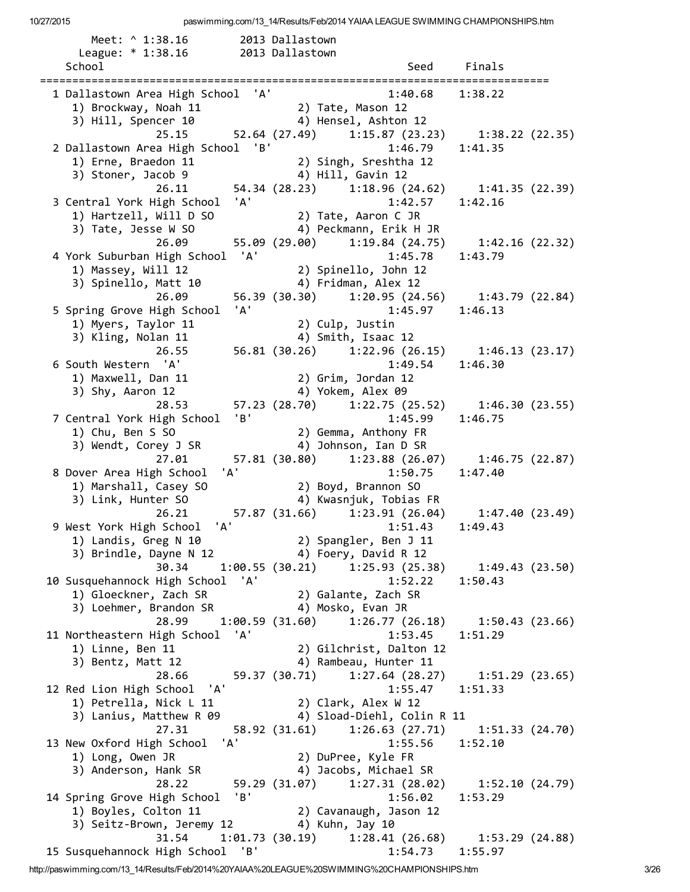```
      Meet: ^ 1:38.16        2013 Dallastown
    League: * 1:38.16        2013 Dallastown
   School                                              Seed    Finals
===============================================================================
  1 Dallastown Area High School  'A'                 1:40.68    1:38.22
     1) Brockway, Noah 11              2) Tate, Mason 12
     3) Hill, Spencer 10               4) Hensel, Ashton 12
             25.15      52.64 (27.49)     1:15.87 (23.23)     1:38.22 (22.35)
  2 Dallastown Area High School  'B'                 1:46.79    1:41.35
     1) Erne, Braedon 11               2) Singh, Sreshtha 12
     3) Stoner, Jacob 9                4) Hill, Gavin 12
             26.11      54.34 (28.23)     1:18.96 (24.62)     1:41.35 (22.39)
  3 Central York High School  'A'                    1:42.57    1:42.16
     1) Hartzell, Will D SO            2) Tate, Aaron C JR
     3) Tate, Jesse W SO               4) Peckmann, Erik H JR
             26.09      55.09 (29.00)     1:19.84 (24.75)     1:42.16 (22.32)
  4 York Suburban High School  'A'                   1:45.78    1:43.79
     1) Massey, Will 12                2) Spinello, John 12
     3) Spinello, Matt 10              4) Fridman, Alex 12
             26.09      56.39 (30.30)     1:20.95 (24.56)     1:43.79 (22.84)
  5 Spring Grove High School  'A'                    1:45.97    1:46.13
     1) Myers, Taylor 11               2) Culp, Justin
     3) Kling, Nolan 11                4) Smith, Isaac 12
             26.55      56.81 (30.26)     1:22.96 (26.15)     1:46.13 (23.17)
  6 South Western  'A'                               1:49.54    1:46.30
     1) Maxwell, Dan 11                2) Grim, Jordan 12
     3) Shy, Aaron 12                  4) Yokem, Alex 09
             28.53      57.23 (28.70)     1:22.75 (25.52)     1:46.30 (23.55)
  7 Central York High School  'B'                    1:45.99    1:46.75
     1) Chu, Ben S SO                  2) Gemma, Anthony FR
     3) Wendt, Corey J SR              4) Johnson, Ian D SR
             27.01      57.81 (30.80)     1:23.88 (26.07)     1:46.75 (22.87)
  8 Dover Area High School  'A'                      1:50.75    1:47.40
     1) Marshall, Casey SO             2) Boyd, Brannon SO
     3) Link, Hunter SO                4) Kwasnjuk, Tobias FR
             26.21      57.87 (31.66)     1:23.91 (26.04)     1:47.40 (23.49)
  9 West York High School  'A'                       1:51.43    1:49.43
     1) Landis, Greg N 10              2) Spangler, Ben J 11
     3) Brindle, Dayne N 12            4) Foery, David R 12
             30.34    1:00.55 (30.21)     1:25.93 (25.38)     1:49.43 (23.50)
 10 Susquehannock High School  'A'                   1:52.22    1:50.43
     1) Gloeckner, Zach SR             2) Galante, Zach SR
     3) Loehmer, Brandon SR            4) Mosko, Evan JR
             28.99    1:00.59 (31.60)     1:26.77 (26.18)     1:50.43 (23.66)
 11 Northeastern High School  'A'                    1:53.45    1:51.29
     1) Linne, Ben 11                  2) Gilchrist, Dalton 12
     3) Bentz, Matt 12                 4) Rambeau, Hunter 11
             28.66      59.37 (30.71)     1:27.64 (28.27)     1:51.29 (23.65)
 12 Red Lion High School  'A'                        1:55.47    1:51.33
     1) Petrella, Nick L 11            2) Clark, Alex W 12
     3) Lanius, Matthew R 09           4) Sload-Diehl, Colin R 11
             27.31      58.92 (31.61)     1:26.63 (27.71)     1:51.33 (24.70)
 13 New Oxford High School  'A'                      1:55.56    1:52.10
     1) Long, Owen JR                  2) DuPree, Kyle FR
     3) Anderson, Hank SR              4) Jacobs, Michael SR
             28.22      59.29 (31.07)     1:27.31 (28.02)     1:52.10 (24.79)
 14 Spring Grove High School  'B'                    1:56.02    1:53.29
     1) Boyles, Colton 11              2) Cavanaugh, Jason 12
     3) Seitz-Brown, Jeremy 12         4) Kuhn, Jay 10
             31.54    1:01.73 (30.19)     1:28.41 (26.68)     1:53.29 (24.88)
 15 Susquehannock High School  'B'                   1:54.73    1:55.97
```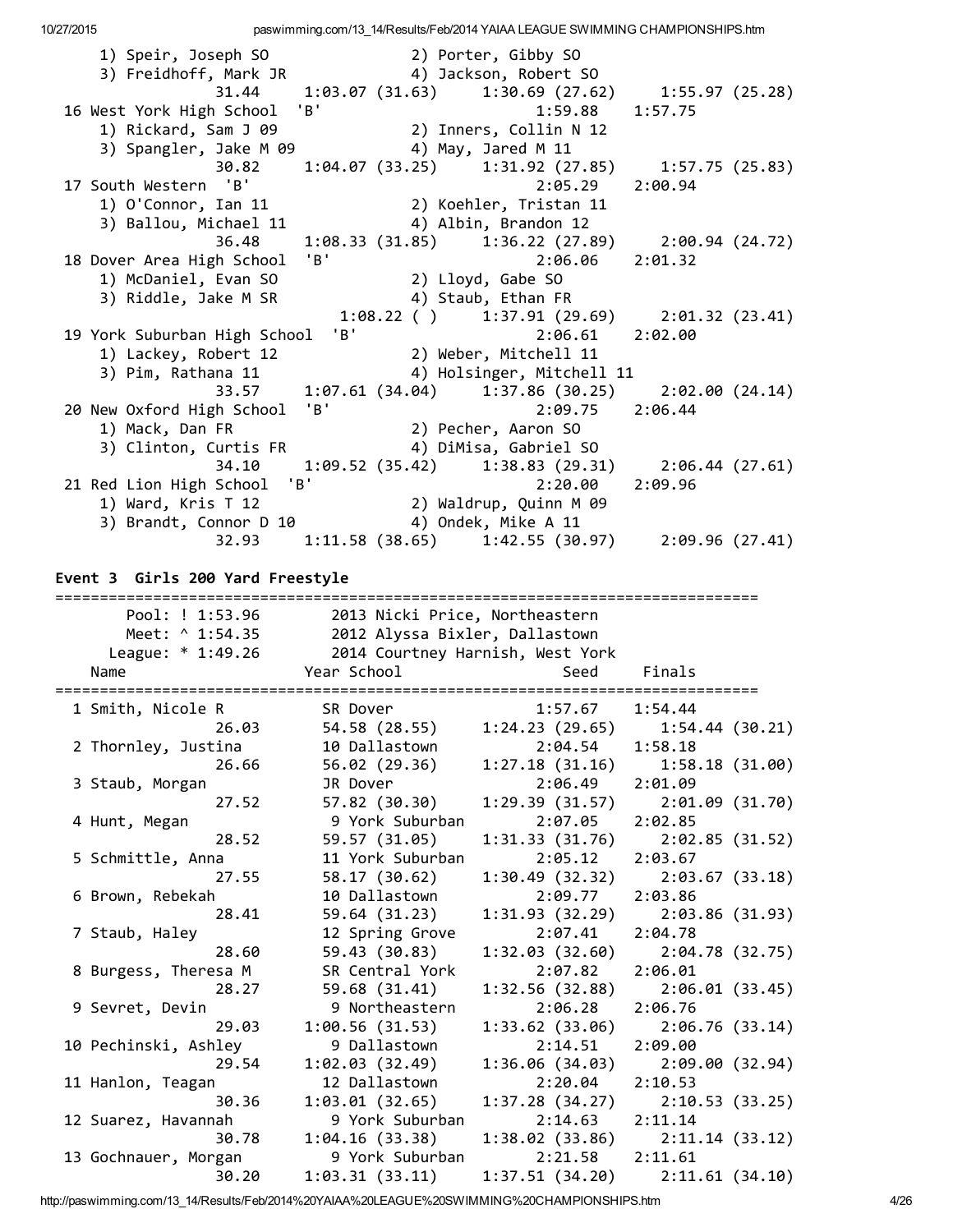```
    1) Speir, Joseph SO              2) Porter, Gibby SO
    3) Freidhoff, Mark JR            4) Jackson, Robert SO
              31.44     1:03.07 (31.63)     1:30.69 (27.62)     1:55.97 (25.28)
 16 West York High School  'B'                      1:59.88     1:57.75
    1) Rickard, Sam J 09             2) Inners, Collin N 12
    3) Spangler, Jake M 09           4) May, Jared M 11
              30.82     1:04.07 (33.25)     1:31.92 (27.85)     1:57.75 (25.83)
 17 South Western  'B'                              2:05.29     2:00.94
    1) O'Connor, Ian 11              2) Koehler, Tristan 11
    3) Ballou, Michael 11            4) Albin, Brandon 12
              36.48     1:08.33 (31.85)     1:36.22 (27.89)     2:00.94 (24.72)
 18 Dover Area High School  'B'                     2:06.06     2:01.32
    1) McDaniel, Evan SO             2) Lloyd, Gabe SO
    3) Riddle, Jake M SR             4) Staub, Ethan FR
                        1:08.22 ( )         1:37.91 (29.69)     2:01.32 (23.41)
 19 York Suburban High School  'B'                  2:06.61     2:02.00
    1) Lackey, Robert 12             2) Weber, Mitchell 11
    3) Pim, Rathana 11               4) Holsinger, Mitchell 11
              33.57     1:07.61 (34.04)     1:37.86 (30.25)     2:02.00 (24.14)
 20 New Oxford High School  'B'                     2:09.75     2:06.44
    1) Mack, Dan FR                  2) Pecher, Aaron SO
    3) Clinton, Curtis FR            4) DiMisa, Gabriel SO
              34.10     1:09.52 (35.42)     1:38.83 (29.31)     2:06.44 (27.61)
 21 Red Lion High School  'B'                       2:20.00     2:09.96
    1) Ward, Kris T 12               2) Waldrup, Quinn M 09
    3) Brandt, Connor D 10           4) Ondek, Mike A 11
              32.93     1:11.58 (38.65)     1:42.55 (30.97)     2:09.96 (27.41)
```

**Event 3  Girls 200 Yard Freestyle**

```
===============================================================================
      Pool: ! 1:53.96       2013 Nicki Price, Northeastern
      Meet: ^ 1:54.35       2012 Alyssa Bixler, Dallastown
    League: * 1:49.26       2014 Courtney Harnish, West York
    Name                  Year School                 Seed     Finals
===============================================================================
  1 Smith, Nicole R        SR Dover                1:57.67    1:54.44
              26.03        54.58 (28.55)     1:24.23 (29.65)     1:54.44 (30.21)
  2 Thornley, Justina      10 Dallastown           2:04.54    1:58.18
              26.66        56.02 (29.36)     1:27.18 (31.16)     1:58.18 (31.00)
  3 Staub, Morgan          JR Dover                2:06.49    2:01.09
              27.52        57.82 (30.30)     1:29.39 (31.57)     2:01.09 (31.70)
  4 Hunt, Megan             9 York Suburban        2:07.05    2:02.85
              28.52        59.57 (31.05)     1:31.33 (31.76)     2:02.85 (31.52)
  5 Schmittle, Anna        11 York Suburban        2:05.12    2:03.67
              27.55        58.17 (30.62)     1:30.49 (32.32)     2:03.67 (33.18)
  6 Brown, Rebekah         10 Dallastown           2:09.77    2:03.86
              28.41        59.64 (31.23)     1:31.93 (32.29)     2:03.86 (31.93)
  7 Staub, Haley           12 Spring Grove         2:07.41    2:04.78
              28.60        59.43 (30.83)     1:32.03 (32.60)     2:04.78 (32.75)
  8 Burgess, Theresa M     SR Central York         2:07.82    2:06.01
              28.27        59.68 (31.41)     1:32.56 (32.88)     2:06.01 (33.45)
  9 Sevret, Devin           9 Northeastern         2:06.28    2:06.76
              29.03      1:00.56 (31.53)     1:33.62 (33.06)     2:06.76 (33.14)
 10 Pechinski, Ashley       9 Dallastown           2:14.51    2:09.00
              29.54      1:02.03 (32.49)     1:36.06 (34.03)     2:09.00 (32.94)
 11 Hanlon, Teagan         12 Dallastown           2:20.04    2:10.53
              30.36      1:03.01 (32.65)     1:37.28 (34.27)     2:10.53 (33.25)
 12 Suarez, Havannah        9 York Suburban        2:14.63    2:11.14
              30.78      1:04.16 (33.38)     1:38.02 (33.86)     2:11.14 (33.12)
 13 Gochnauer, Morgan       9 York Suburban        2:21.58    2:11.61
              30.20      1:03.31 (33.11)     1:37.51 (34.20)     2:11.61 (34.10)
```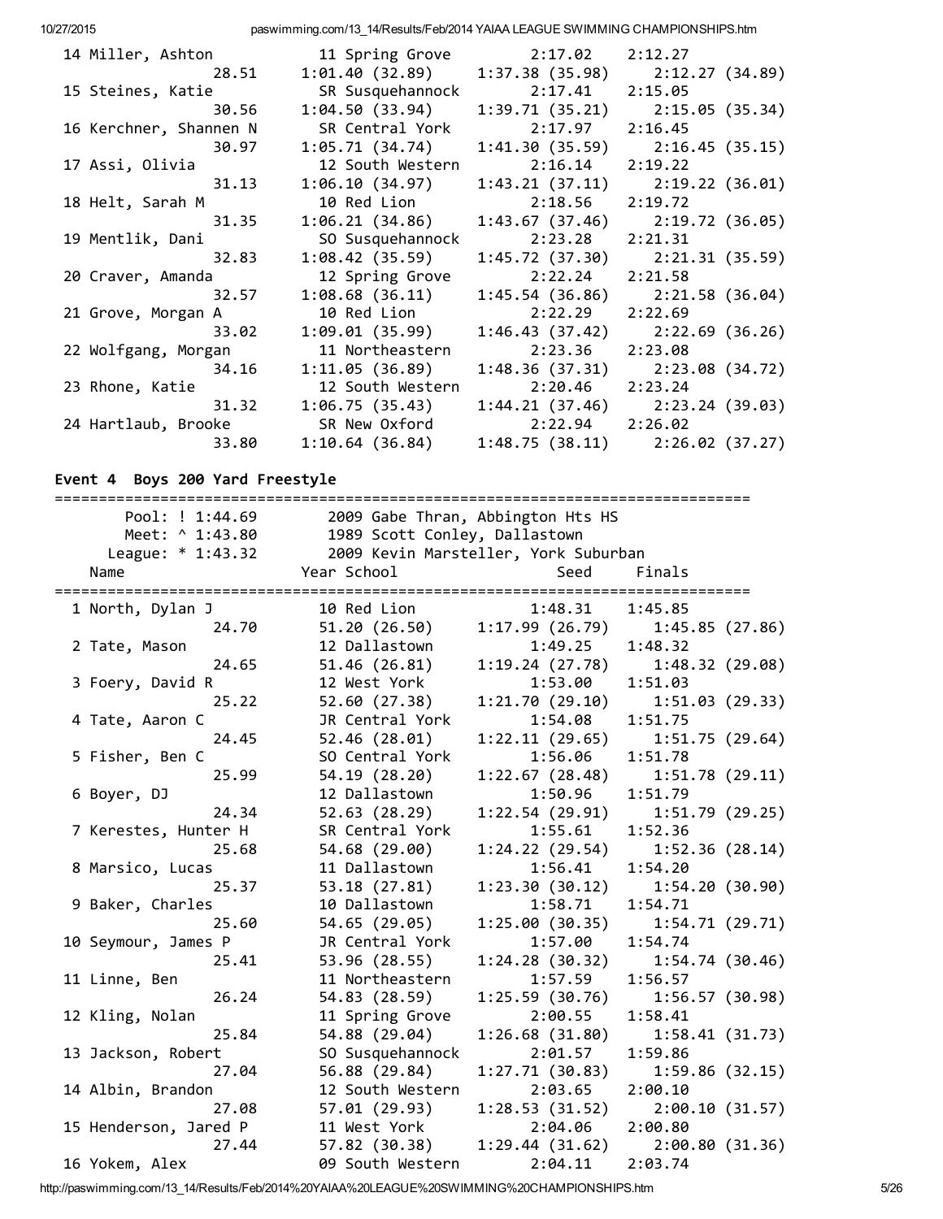```
 14 Miller, Ashton           11 Spring Grove          2:17.02     2:12.27
               28.51     1:01.40 (32.89)    1:37.38 (35.98)    2:12.27 (34.89)
 15 Steines, Katie           SR Susquehannock         2:17.41     2:15.05
               30.56     1:04.50 (33.94)    1:39.71 (35.21)    2:15.05 (35.34)
 16 Kerchner, Shannen N      SR Central York          2:17.97     2:16.45
               30.97     1:05.71 (34.74)    1:41.30 (35.59)    2:16.45 (35.15)
 17 Assi, Olivia             12 South Western         2:16.14     2:19.22
               31.13     1:06.10 (34.97)    1:43.21 (37.11)    2:19.22 (36.01)
 18 Helt, Sarah M            10 Red Lion              2:18.56     2:19.72
               31.35     1:06.21 (34.86)    1:43.67 (37.46)    2:19.72 (36.05)
 19 Mentlik, Dani            SO Susquehannock         2:23.28     2:21.31
               32.83     1:08.42 (35.59)    1:45.72 (37.30)    2:21.31 (35.59)
 20 Craver, Amanda           12 Spring Grove          2:22.24     2:21.58
               32.57     1:08.68 (36.11)    1:45.54 (36.86)    2:21.58 (36.04)
 21 Grove, Morgan A          10 Red Lion              2:22.29     2:22.69
               33.02     1:09.01 (35.99)    1:46.43 (37.42)    2:22.69 (36.26)
 22 Wolfgang, Morgan         11 Northeastern          2:23.36     2:23.08
               34.16     1:11.05 (36.89)    1:48.36 (37.31)    2:23.08 (34.72)
 23 Rhone, Katie             12 South Western         2:20.46     2:23.24
               31.32     1:06.75 (35.43)    1:44.21 (37.46)    2:23.24 (39.03)
 24 Hartlaub, Brooke         SR New Oxford            2:22.94     2:26.02
               33.80     1:10.64 (36.84)    1:48.75 (38.11)    2:26.02 (37.27)
```

**Event 4  Boys 200 Yard Freestyle**

```
===============================================================================
      Pool: ! 1:44.69        2009 Gabe Thran, Abbington Hts HS
      Meet: ^ 1:43.80        1989 Scott Conley, Dallastown
    League: * 1:43.32        2009 Kevin Marsteller, York Suburban
    Name                  Year School                Seed     Finals
===============================================================================
  1 North, Dylan J           10 Red Lion              1:48.31     1:45.85
               24.70       51.20 (26.50)    1:17.99 (26.79)    1:45.85 (27.86)
  2 Tate, Mason              12 Dallastown            1:49.25     1:48.32
               24.65       51.46 (26.81)    1:19.24 (27.78)    1:48.32 (29.08)
  3 Foery, David R           12 West York             1:53.00     1:51.03
               25.22       52.60 (27.38)    1:21.70 (29.10)    1:51.03 (29.33)
  4 Tate, Aaron C            JR Central York          1:54.08     1:51.75
               24.45       52.46 (28.01)    1:22.11 (29.65)    1:51.75 (29.64)
  5 Fisher, Ben C            SO Central York          1:56.06     1:51.78
               25.99       54.19 (28.20)    1:22.67 (28.48)    1:51.78 (29.11)
  6 Boyer, DJ                12 Dallastown            1:50.96     1:51.79
               24.34       52.63 (28.29)    1:22.54 (29.91)    1:51.79 (29.25)
  7 Kerestes, Hunter H       SR Central York          1:55.61     1:52.36
               25.68       54.68 (29.00)    1:24.22 (29.54)    1:52.36 (28.14)
  8 Marsico, Lucas           11 Dallastown            1:56.41     1:54.20
               25.37       53.18 (27.81)    1:23.30 (30.12)    1:54.20 (30.90)
  9 Baker, Charles           10 Dallastown            1:58.71     1:54.71
               25.60       54.65 (29.05)    1:25.00 (30.35)    1:54.71 (29.71)
 10 Seymour, James P         JR Central York          1:57.00     1:54.74
               25.41       53.96 (28.55)    1:24.28 (30.32)    1:54.74 (30.46)
 11 Linne, Ben               11 Northeastern          1:57.59     1:56.57
               26.24       54.83 (28.59)    1:25.59 (30.76)    1:56.57 (30.98)
 12 Kling, Nolan             11 Spring Grove          2:00.55     1:58.41
               25.84       54.88 (29.04)    1:26.68 (31.80)    1:58.41 (31.73)
 13 Jackson, Robert          SO Susquehannock         2:01.57     1:59.86
               27.04       56.88 (29.84)    1:27.71 (30.83)    1:59.86 (32.15)
 14 Albin, Brandon           12 South Western         2:03.65     2:00.10
               27.08       57.01 (29.93)    1:28.53 (31.52)    2:00.10 (31.57)
 15 Henderson, Jared P       11 West York             2:04.06     2:00.80
               27.44       57.82 (30.38)    1:29.44 (31.62)    2:00.80 (31.36)
 16 Yokem, Alex              09 South Western         2:04.11     2:03.74
```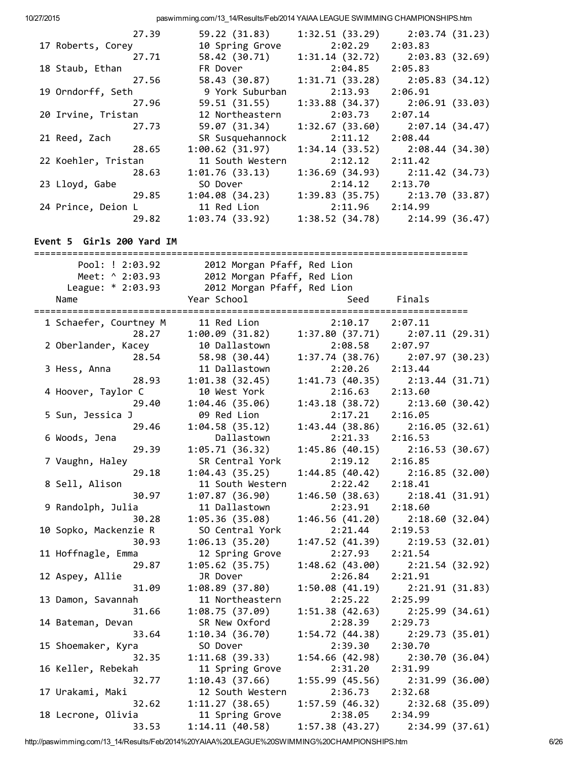```
             27.39      59.22 (31.83)    1:32.51 (33.29)    2:03.74 (31.23)
 17 Roberts, Corey          10 Spring Grove          2:02.29      2:03.83
             27.71      58.42 (30.71)    1:31.14 (32.72)    2:03.83 (32.69)
 18 Staub, Ethan            FR Dover                 2:04.85      2:05.83
             27.56      58.43 (30.87)    1:31.71 (33.28)    2:05.83 (34.12)
 19 Orndorff, Seth           9 York Suburban         2:13.93      2:06.91
             27.96      59.51 (31.55)    1:33.88 (34.37)    2:06.91 (33.03)
 20 Irvine, Tristan         12 Northeastern          2:03.73      2:07.14
             27.73      59.07 (31.34)    1:32.67 (33.60)    2:07.14 (34.47)
 21 Reed, Zach              SR Susquehannock         2:11.12      2:08.44
             28.65    1:00.62 (31.97)    1:34.14 (33.52)    2:08.44 (34.30)
 22 Koehler, Tristan        11 South Western         2:12.12      2:11.42
             28.63    1:01.76 (33.13)    1:36.69 (34.93)    2:11.42 (34.73)
 23 Lloyd, Gabe             SO Dover                 2:14.12      2:13.70
             29.85    1:04.08 (34.23)    1:39.83 (35.75)    2:13.70 (33.87)
 24 Prince, Deion L         11 Red Lion              2:11.96      2:14.99
             29.82    1:03.74 (33.92)    1:38.52 (34.78)    2:14.99 (36.47)
```

**Event 5 Girls 200 Yard IM**

```
===============================================================================
       Pool: ! 2:03.92       2012 Morgan Pfaff, Red Lion
       Meet: ^ 2:03.93       2012 Morgan Pfaff, Red Lion
     League: * 2:03.93       2012 Morgan Pfaff, Red Lion
   Name                    Year School                 Seed    Finals
===============================================================================
  1 Schaefer, Courtney M    11 Red Lion              2:10.17      2:07.11
             28.27    1:00.09 (31.82)    1:37.80 (37.71)    2:07.11 (29.31)
  2 Oberlander, Kacey       10 Dallastown            2:08.58      2:07.97
             28.54      58.98 (30.44)    1:37.74 (38.76)    2:07.97 (30.23)
  3 Hess, Anna              11 Dallastown            2:20.26      2:13.44
             28.93    1:01.38 (32.45)    1:41.73 (40.35)    2:13.44 (31.71)
  4 Hoover, Taylor C        10 West York             2:16.63      2:13.60
             29.40    1:04.46 (35.06)    1:43.18 (38.72)    2:13.60 (30.42)
  5 Sun, Jessica J          09 Red Lion              2:17.21      2:16.05
             29.46    1:04.58 (35.12)    1:43.44 (38.86)    2:16.05 (32.61)
  6 Woods, Jena                Dallastown            2:21.33      2:16.53
             29.39    1:05.71 (36.32)    1:45.86 (40.15)    2:16.53 (30.67)
  7 Vaughn, Haley           SR Central York          2:19.12      2:16.85
             29.18    1:04.43 (35.25)    1:44.85 (40.42)    2:16.85 (32.00)
  8 Sell, Alison            11 South Western         2:22.42      2:18.41
             30.97    1:07.87 (36.90)    1:46.50 (38.63)    2:18.41 (31.91)
  9 Randolph, Julia         11 Dallastown            2:23.91      2:18.60
             30.28    1:05.36 (35.08)    1:46.56 (41.20)    2:18.60 (32.04)
 10 Sopko, Mackenzie R      SO Central York          2:21.44      2:19.53
             30.93    1:06.13 (35.20)    1:47.52 (41.39)    2:19.53 (32.01)
 11 Hoffnagle, Emma         12 Spring Grove          2:27.93      2:21.54
             29.87    1:05.62 (35.75)    1:48.62 (43.00)    2:21.54 (32.92)
 12 Aspey, Allie            JR Dover                 2:26.84      2:21.91
             31.09    1:08.89 (37.80)    1:50.08 (41.19)    2:21.91 (31.83)
 13 Damon, Savannah         11 Northeastern          2:25.22      2:25.99
             31.66    1:08.75 (37.09)    1:51.38 (42.63)    2:25.99 (34.61)
 14 Bateman, Devan          SR New Oxford            2:28.39      2:29.73
             33.64    1:10.34 (36.70)    1:54.72 (44.38)    2:29.73 (35.01)
 15 Shoemaker, Kyra         SO Dover                 2:39.30      2:30.70
             32.35    1:11.68 (39.33)    1:54.66 (42.98)    2:30.70 (36.04)
 16 Keller, Rebekah         11 Spring Grove          2:31.20      2:31.99
             32.77    1:10.43 (37.66)    1:55.99 (45.56)    2:31.99 (36.00)
 17 Urakami, Maki           12 South Western         2:36.73      2:32.68
             32.62    1:11.27 (38.65)    1:57.59 (46.32)    2:32.68 (35.09)
 18 Lecrone, Olivia         11 Spring Grove          2:38.05      2:34.99
             33.53    1:14.11 (40.58)    1:57.38 (43.27)    2:34.99 (37.61)
```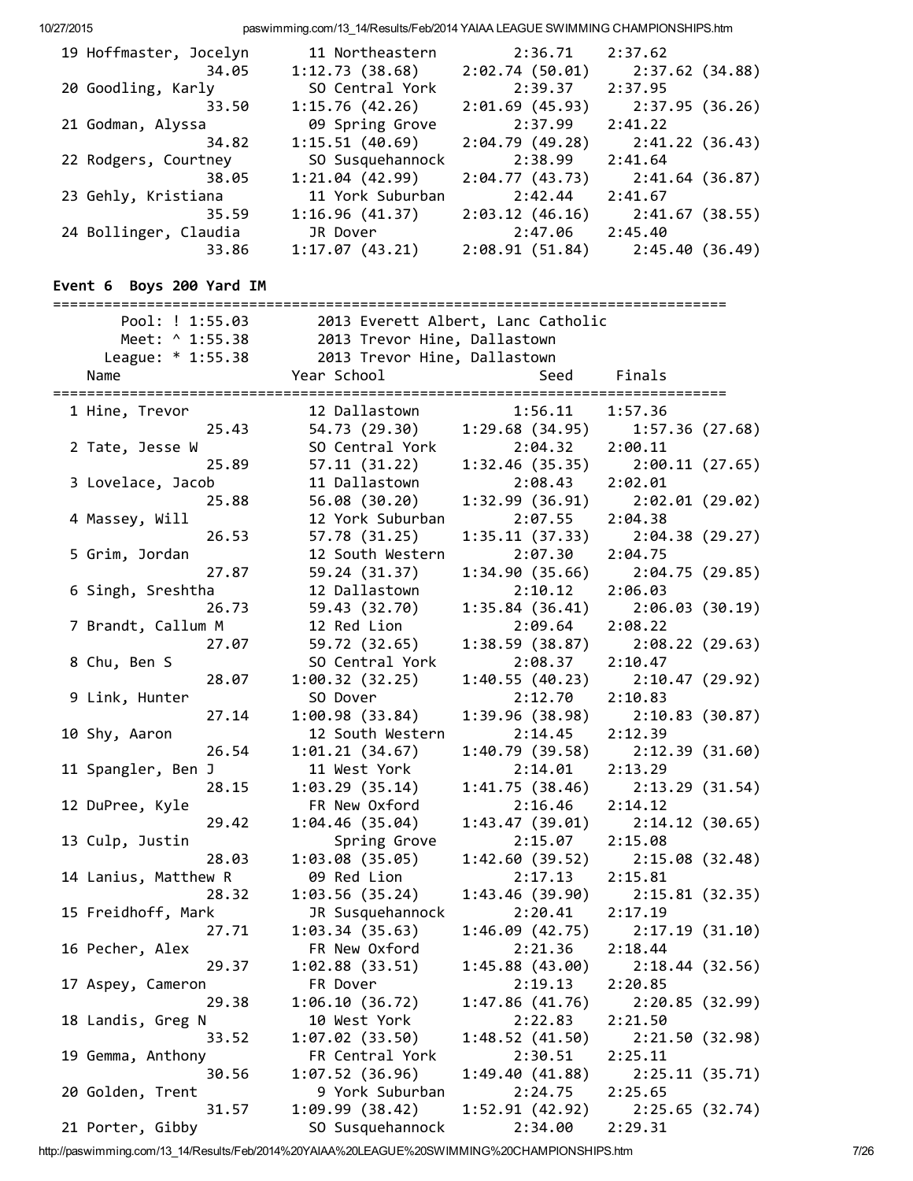```
 19 Hoffmaster, Jocelyn       11 Northeastern        2:36.71     2:37.62
                  34.05     1:12.73 (38.68)     2:02.74 (50.01)     2:37.62 (34.88)
 20 Goodling, Karly           SO Central York        2:39.37     2:37.95
                  33.50     1:15.76 (42.26)     2:01.69 (45.93)     2:37.95 (36.26)
 21 Godman, Alyssa            09 Spring Grove        2:37.99     2:41.22
                  34.82     1:15.51 (40.69)     2:04.79 (49.28)     2:41.22 (36.43)
 22 Rodgers, Courtney         SO Susquehannock       2:38.99     2:41.64
                  38.05     1:21.04 (42.99)     2:04.77 (43.73)     2:41.64 (36.87)
 23 Gehly, Kristiana          11 York Suburban       2:42.44     2:41.67
                  35.59     1:16.96 (41.37)     2:03.12 (46.16)     2:41.67 (38.55)
 24 Bollinger, Claudia        JR Dover               2:47.06     2:45.40
                  33.86     1:17.07 (43.21)     2:08.91 (51.84)     2:45.40 (36.49)
```

**Event 6 Boys 200 Yard IM**

```
===============================================================================
       Pool: ! 1:55.03       2013 Everett Albert, Lanc Catholic
       Meet: ^ 1:55.38       2013 Trevor Hine, Dallastown
     League: * 1:55.38       2013 Trevor Hine, Dallastown
   Name                    Year School                   Seed    Finals
===============================================================================
  1 Hine, Trevor             12 Dallastown          1:56.11     1:57.36
                  25.43     54.73 (29.30)       1:29.68 (34.95)     1:57.36 (27.68)
  2 Tate, Jesse W            SO Central York        2:04.32     2:00.11
                  25.89     57.11 (31.22)       1:32.46 (35.35)     2:00.11 (27.65)
  3 Lovelace, Jacob          11 Dallastown          2:08.43     2:02.01
                  25.88     56.08 (30.20)       1:32.99 (36.91)     2:02.01 (29.02)
  4 Massey, Will             12 York Suburban       2:07.55     2:04.38
                  26.53     57.78 (31.25)       1:35.11 (37.33)     2:04.38 (29.27)
  5 Grim, Jordan             12 South Western       2:07.30     2:04.75
                  27.87     59.24 (31.37)       1:34.90 (35.66)     2:04.75 (29.85)
  6 Singh, Sreshtha          12 Dallastown          2:10.12     2:06.03
                  26.73     59.43 (32.70)       1:35.84 (36.41)     2:06.03 (30.19)
  7 Brandt, Callum M         12 Red Lion            2:09.64     2:08.22
                  27.07     59.72 (32.65)       1:38.59 (38.87)     2:08.22 (29.63)
  8 Chu, Ben S               SO Central York        2:08.37     2:10.47
                  28.07     1:00.32 (32.25)     1:40.55 (40.23)     2:10.47 (29.92)
  9 Link, Hunter             SO Dover               2:12.70     2:10.83
                  27.14     1:00.98 (33.84)     1:39.96 (38.98)     2:10.83 (30.87)
 10 Shy, Aaron               12 South Western       2:14.45     2:12.39
                  26.54     1:01.21 (34.67)     1:40.79 (39.58)     2:12.39 (31.60)
 11 Spangler, Ben J          11 West York           2:14.01     2:13.29
                  28.15     1:03.29 (35.14)     1:41.75 (38.46)     2:13.29 (31.54)
 12 DuPree, Kyle             FR New Oxford          2:16.46     2:14.12
                  29.42     1:04.46 (35.04)     1:43.47 (39.01)     2:14.12 (30.65)
 13 Culp, Justin                Spring Grove        2:15.07     2:15.08
                  28.03     1:03.08 (35.05)     1:42.60 (39.52)     2:15.08 (32.48)
 14 Lanius, Matthew R        09 Red Lion            2:17.13     2:15.81
                  28.32     1:03.56 (35.24)     1:43.46 (39.90)     2:15.81 (32.35)
 15 Freidhoff, Mark          JR Susquehannock       2:20.41     2:17.19
                  27.71     1:03.34 (35.63)     1:46.09 (42.75)     2:17.19 (31.10)
 16 Pecher, Alex             FR New Oxford          2:21.36     2:18.44
                  29.37     1:02.88 (33.51)     1:45.88 (43.00)     2:18.44 (32.56)
 17 Aspey, Cameron           FR Dover               2:19.13     2:20.85
                  29.38     1:06.10 (36.72)     1:47.86 (41.76)     2:20.85 (32.99)
 18 Landis, Greg N           10 West York           2:22.83     2:21.50
                  33.52     1:07.02 (33.50)     1:48.52 (41.50)     2:21.50 (32.98)
 19 Gemma, Anthony           FR Central York        2:30.51     2:25.11
                  30.56     1:07.52 (36.96)     1:49.40 (41.88)     2:25.11 (35.71)
 20 Golden, Trent             9 York Suburban       2:24.75     2:25.65
                  31.57     1:09.99 (38.42)     1:52.91 (42.92)     2:25.65 (32.74)
 21 Porter, Gibby            SO Susquehannock       2:34.00     2:29.31
```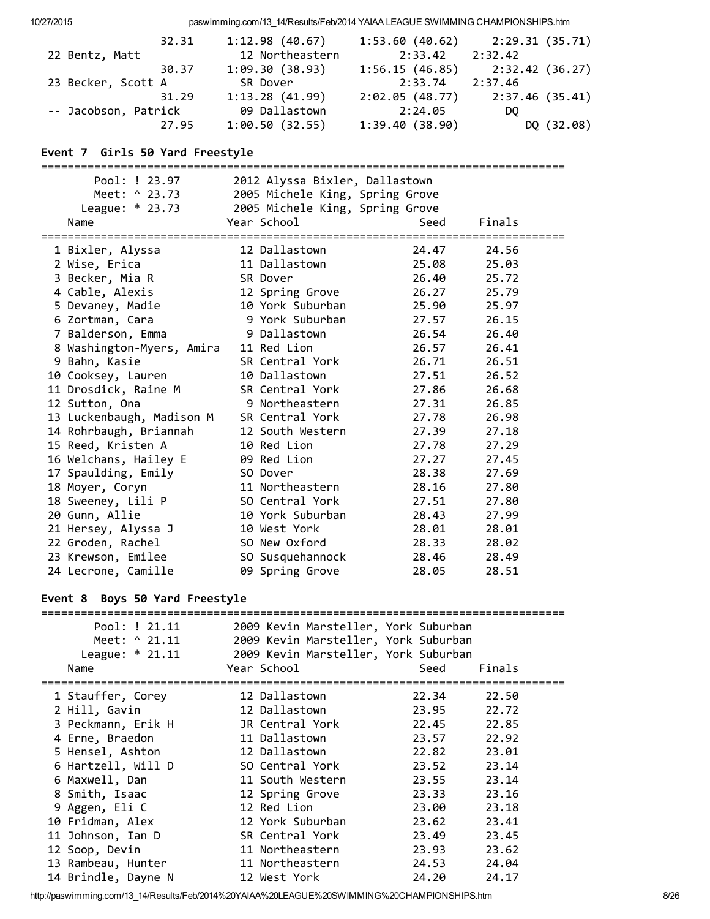```
               32.31     1:12.98 (40.67)     1:53.60 (40.62)     2:29.31 (35.71)
 22 Bentz, Matt              12 Northeastern       2:33.42    2:32.42
               30.37     1:09.30 (38.93)     1:56.15 (46.85)     2:32.42 (36.27)
 23 Becker, Scott A          SR Dover              2:33.74    2:37.46
               31.29     1:13.28 (41.99)     2:02.05 (48.77)     2:37.46 (35.41)
 -- Jacobson, Patrick        09 Dallastown         2:24.05         DQ
               27.95     1:00.50 (32.55)     1:39.40 (38.90)          DQ (32.08)
```

## Event 7 Girls 50 Yard Freestyle

```
===============================================================================
        Pool: ! 23.97       2012 Alyssa Bixler, Dallastown
        Meet: ^ 23.73       2005 Michele King, Spring Grove
      League: * 23.73       2005 Michele King, Spring Grove
    Name                   Year School                Seed    Finals
===============================================================================
  1 Bixler, Alyssa          12 Dallastown            24.47     24.56
  2 Wise, Erica             11 Dallastown            25.08     25.03
  3 Becker, Mia R           SR Dover                 26.40     25.72
  4 Cable, Alexis           12 Spring Grove          26.27     25.79
  5 Devaney, Madie          10 York Suburban         25.90     25.97
  6 Zortman, Cara            9 York Suburban         27.57     26.15
  7 Balderson, Emma          9 Dallastown            26.54     26.40
  8 Washington-Myers, Amira 11 Red Lion              26.57     26.41
  9 Bahn, Kasie             SR Central York          26.71     26.51
 10 Cooksey, Lauren         10 Dallastown            27.51     26.52
 11 Drosdick, Raine M       SR Central York          27.86     26.68
 12 Sutton, Ona              9 Northeastern          27.31     26.85
 13 Luckenbaugh, Madison M  SR Central York          27.78     26.98
 14 Rohrbaugh, Briannah     12 South Western         27.39     27.18
 15 Reed, Kristen A         10 Red Lion              27.78     27.29
 16 Welchans, Hailey E      09 Red Lion              27.27     27.45
 17 Spaulding, Emily        SO Dover                 28.38     27.69
 18 Moyer, Coryn            11 Northeastern          28.16     27.80
 18 Sweeney, Lili P         SO Central York          27.51     27.80
 20 Gunn, Allie             10 York Suburban         28.43     27.99
 21 Hersey, Alyssa J        10 West York             28.01     28.01
 22 Groden, Rachel          SO New Oxford            28.33     28.02
 23 Krewson, Emilee         SO Susquehannock         28.46     28.49
 24 Lecrone, Camille        09 Spring Grove          28.05     28.51
```

## Event 8 Boys 50 Yard Freestyle

```
===============================================================================
        Pool: ! 21.11       2009 Kevin Marsteller, York Suburban
        Meet: ^ 21.11       2009 Kevin Marsteller, York Suburban
      League: * 21.11       2009 Kevin Marsteller, York Suburban
    Name                   Year School                Seed    Finals
===============================================================================
  1 Stauffer, Corey         12 Dallastown            22.34     22.50
  2 Hill, Gavin             12 Dallastown            23.95     22.72
  3 Peckmann, Erik H        JR Central York          22.45     22.85
  4 Erne, Braedon           11 Dallastown            23.57     22.92
  5 Hensel, Ashton          12 Dallastown            22.82     23.01
  6 Hartzell, Will D        SO Central York          23.52     23.14
  6 Maxwell, Dan            11 South Western         23.55     23.14
  8 Smith, Isaac            12 Spring Grove          23.33     23.16
  9 Aggen, Eli C            12 Red Lion              23.00     23.18
 10 Fridman, Alex           12 York Suburban         23.62     23.41
 11 Johnson, Ian D          SR Central York          23.49     23.45
 12 Soop, Devin             11 Northeastern          23.93     23.62
 13 Rambeau, Hunter         11 Northeastern          24.53     24.04
 14 Brindle, Dayne N        12 West York             24.20     24.17
```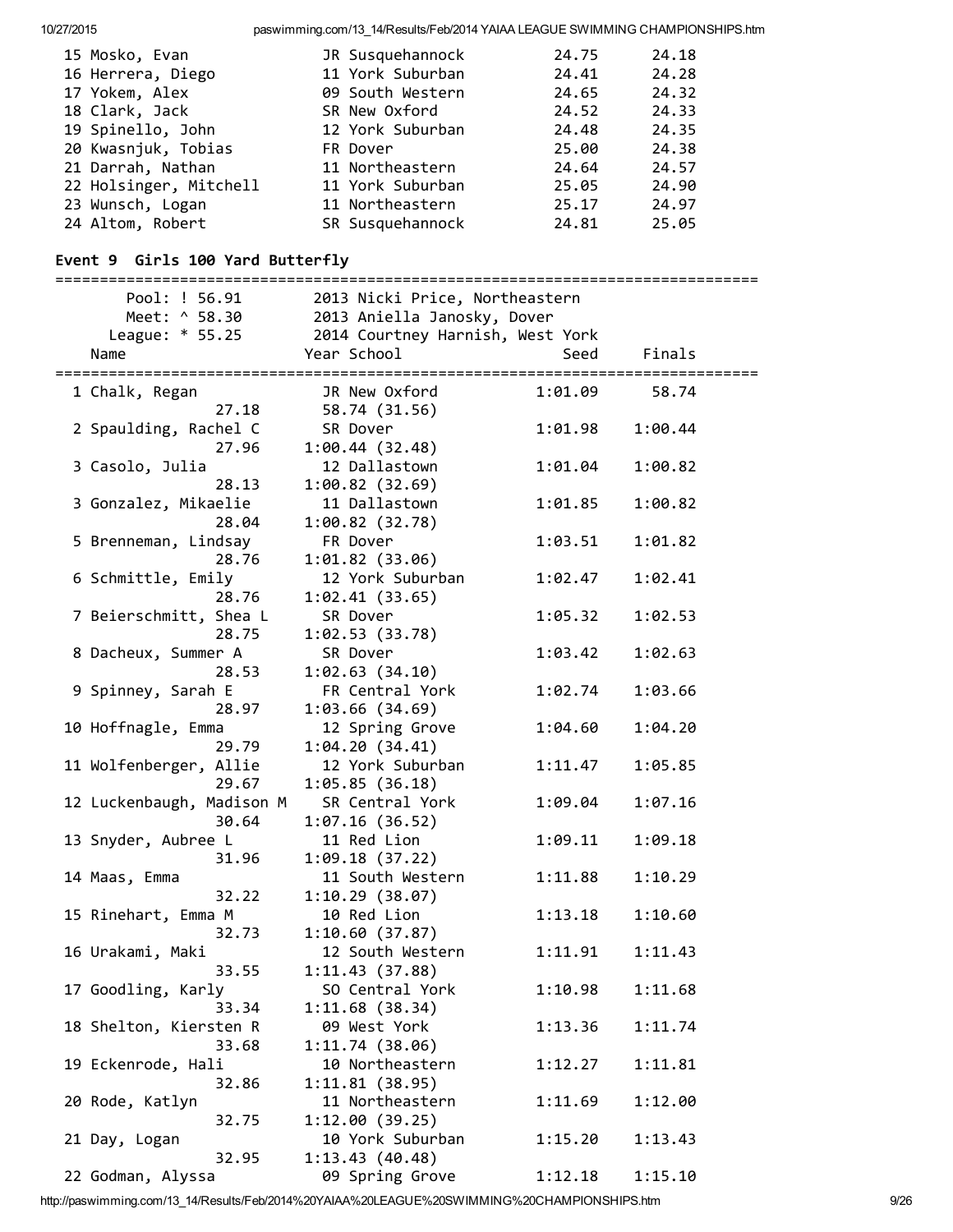| | | | |
|---|---|---|---|
| 15 Mosko, Evan | JR Susquehannock | 24.75 | 24.18 |
| 16 Herrera, Diego | 11 York Suburban | 24.41 | 24.28 |
| 17 Yokem, Alex | 09 South Western | 24.65 | 24.32 |
| 18 Clark, Jack | SR New Oxford | 24.52 | 24.33 |
| 19 Spinello, John | 12 York Suburban | 24.48 | 24.35 |
| 20 Kwasnjuk, Tobias | FR Dover | 25.00 | 24.38 |
| 21 Darrah, Nathan | 11 Northeastern | 24.64 | 24.57 |
| 22 Holsinger, Mitchell | 11 York Suburban | 25.05 | 24.90 |
| 23 Wunsch, Logan | 11 Northeastern | 25.17 | 24.97 |
| 24 Altom, Robert | SR Susquehannock | 24.81 | 25.05 |

### Event 9 Girls 100 Yard Butterfly

```
===============================================================================
       Pool: ! 56.91       2013 Nicki Price, Northeastern
       Meet: ^ 58.30       2013 Aniella Janosky, Dover
     League: * 55.25       2014 Courtney Harnish, West York
    Name                   Year School                Seed     Finals
===============================================================================
  1 Chalk, Regan           JR New Oxford            1:01.09      58.74
             27.18       58.74 (31.56)
  2 Spaulding, Rachel C    SR Dover                 1:01.98    1:00.44
             27.96     1:00.44 (32.48)
  3 Casolo, Julia          12 Dallastown            1:01.04    1:00.82
             28.13     1:00.82 (32.69)
  3 Gonzalez, Mikaelie     11 Dallastown            1:01.85    1:00.82
             28.04     1:00.82 (32.78)
  5 Brenneman, Lindsay     FR Dover                 1:03.51    1:01.82
             28.76     1:01.82 (33.06)
  6 Schmittle, Emily       12 York Suburban         1:02.47    1:02.41
             28.76     1:02.41 (33.65)
  7 Beierschmitt, Shea L   SR Dover                 1:05.32    1:02.53
             28.75     1:02.53 (33.78)
  8 Dacheux, Summer A      SR Dover                 1:03.42    1:02.63
             28.53     1:02.63 (34.10)
  9 Spinney, Sarah E       FR Central York          1:02.74    1:03.66
             28.97     1:03.66 (34.69)
 10 Hoffnagle, Emma        12 Spring Grove          1:04.60    1:04.20
             29.79     1:04.20 (34.41)
 11 Wolfenberger, Allie    12 York Suburban         1:11.47    1:05.85
             29.67     1:05.85 (36.18)
 12 Luckenbaugh, Madison M SR Central York          1:09.04    1:07.16
             30.64     1:07.16 (36.52)
 13 Snyder, Aubree L       11 Red Lion              1:09.11    1:09.18
             31.96     1:09.18 (37.22)
 14 Maas, Emma             11 South Western         1:11.88    1:10.29
             32.22     1:10.29 (38.07)
 15 Rinehart, Emma M       10 Red Lion              1:13.18    1:10.60
             32.73     1:10.60 (37.87)
 16 Urakami, Maki          12 South Western         1:11.91    1:11.43
             33.55     1:11.43 (37.88)
 17 Goodling, Karly        SO Central York          1:10.98    1:11.68
             33.34     1:11.68 (38.34)
 18 Shelton, Kiersten R    09 West York             1:13.36    1:11.74
             33.68     1:11.74 (38.06)
 19 Eckenrode, Hali        10 Northeastern          1:12.27    1:11.81
             32.86     1:11.81 (38.95)
 20 Rode, Katlyn           11 Northeastern          1:11.69    1:12.00
             32.75     1:12.00 (39.25)
 21 Day, Logan             10 York Suburban         1:15.20    1:13.43
             32.95     1:13.43 (40.48)
 22 Godman, Alyssa         09 Spring Grove          1:12.18    1:15.10
```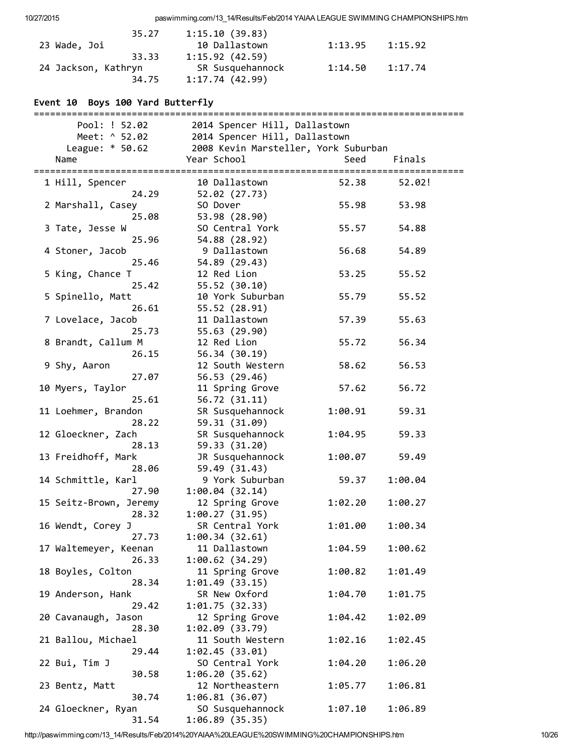```
                   35.27     1:15.10 (39.83)
 23 Wade, Joi                 10 Dallastown          1:13.95    1:15.92
                   33.33     1:15.92 (42.59)
 24 Jackson, Kathryn          SR Susquehannock       1:14.50    1:17.74
                   34.75     1:17.74 (42.99)
```

### Event 10 Boys 100 Yard Butterfly

```
===============================================================================
        Pool: ! 52.02       2014 Spencer Hill, Dallastown
        Meet: ^ 52.02       2014 Spencer Hill, Dallastown
      League: * 50.62       2008 Kevin Marsteller, York Suburban
    Name                    Year School                  Seed     Finals
===============================================================================
  1 Hill, Spencer           10 Dallastown               52.38     52.02!
                   24.29    52.02 (27.73)
  2 Marshall, Casey         SO Dover                    55.98     53.98
                   25.08    53.98 (28.90)
  3 Tate, Jesse W           SO Central York             55.57     54.88
                   25.96    54.88 (28.92)
  4 Stoner, Jacob            9 Dallastown               56.68     54.89
                   25.46    54.89 (29.43)
  5 King, Chance T          12 Red Lion                 53.25     55.52
                   25.42    55.52 (30.10)
  5 Spinello, Matt          10 York Suburban            55.79     55.52
                   26.61    55.52 (28.91)
  7 Lovelace, Jacob         11 Dallastown               57.39     55.63
                   25.73    55.63 (29.90)
  8 Brandt, Callum M        12 Red Lion                 55.72     56.34
                   26.15    56.34 (30.19)
  9 Shy, Aaron              12 South Western            58.62     56.53
                   27.07    56.53 (29.46)
 10 Myers, Taylor           11 Spring Grove             57.62     56.72
                   25.61    56.72 (31.11)
 11 Loehmer, Brandon        SR Susquehannock          1:00.91     59.31
                   28.22    59.31 (31.09)
 12 Gloeckner, Zach         SR Susquehannock          1:04.95     59.33
                   28.13    59.33 (31.20)
 13 Freidhoff, Mark         JR Susquehannock          1:00.07     59.49
                   28.06    59.49 (31.43)
 14 Schmittle, Karl          9 York Suburban            59.37   1:00.04
                   27.90  1:00.04 (32.14)
 15 Seitz-Brown, Jeremy     12 Spring Grove           1:02.20   1:00.27
                   28.32  1:00.27 (31.95)
 16 Wendt, Corey J          SR Central York           1:01.00   1:00.34
                   27.73  1:00.34 (32.61)
 17 Waltemeyer, Keenan      11 Dallastown             1:04.59   1:00.62
                   26.33  1:00.62 (34.29)
 18 Boyles, Colton          11 Spring Grove           1:00.82   1:01.49
                   28.34  1:01.49 (33.15)
 19 Anderson, Hank          SR New Oxford             1:04.70   1:01.75
                   29.42  1:01.75 (32.33)
 20 Cavanaugh, Jason        12 Spring Grove           1:04.42   1:02.09
                   28.30  1:02.09 (33.79)
 21 Ballou, Michael         11 South Western          1:02.16   1:02.45
                   29.44  1:02.45 (33.01)
 22 Bui, Tim J              SO Central York           1:04.20   1:06.20
                   30.58  1:06.20 (35.62)
 23 Bentz, Matt             12 Northeastern           1:05.77   1:06.81
                   30.74  1:06.81 (36.07)
 24 Gloeckner, Ryan         SO Susquehannock          1:07.10   1:06.89
                   31.54  1:06.89 (35.35)
```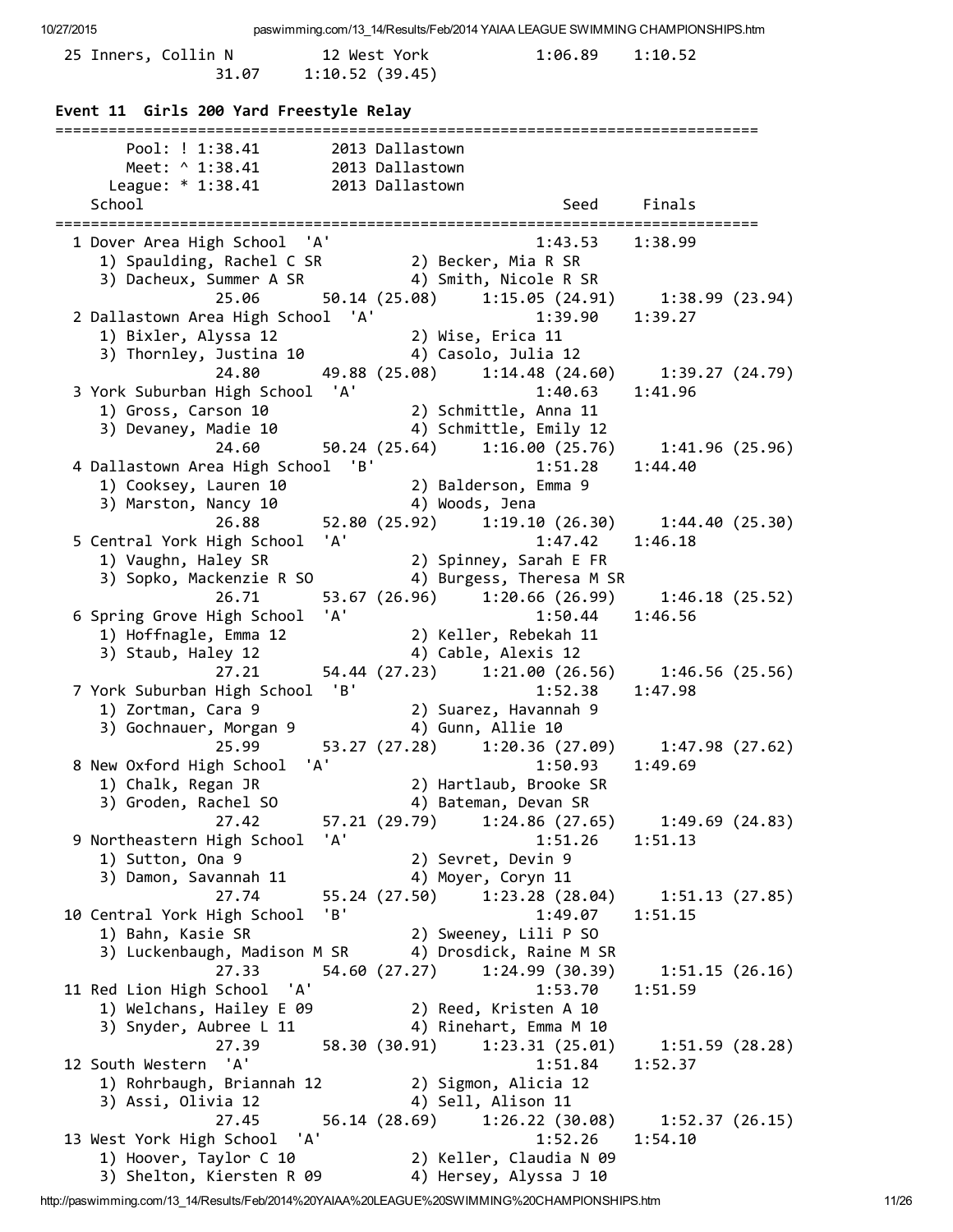```
 25 Inners, Collin N          12 West York            1:06.89    1:10.52
               31.07     1:10.52 (39.45)
```

### Event 11 Girls 200 Yard Freestyle Relay

```
===============================================================================
       Pool: ! 1:38.41        2013 Dallastown
       Meet: ^ 1:38.41        2013 Dallastown
     League: * 1:38.41        2013 Dallastown
    School                                              Seed    Finals
===============================================================================
  1 Dover Area High School  'A'                      1:43.53    1:38.99
     1) Spaulding, Rachel C SR          2) Becker, Mia R SR
     3) Dacheux, Summer A SR            4) Smith, Nicole R SR
               25.06      50.14 (25.08)     1:15.05 (24.91)     1:38.99 (23.94)
  2 Dallastown Area High School  'A'                 1:39.90    1:39.27
     1) Bixler, Alyssa 12               2) Wise, Erica 11
     3) Thornley, Justina 10            4) Casolo, Julia 12
               24.80      49.88 (25.08)     1:14.48 (24.60)     1:39.27 (24.79)
  3 York Suburban High School  'A'                   1:40.63    1:41.96
     1) Gross, Carson 10                2) Schmittle, Anna 11
     3) Devaney, Madie 10               4) Schmittle, Emily 12
               24.60      50.24 (25.64)     1:16.00 (25.76)     1:41.96 (25.96)
  4 Dallastown Area High School  'B'                 1:51.28    1:44.40
     1) Cooksey, Lauren 10              2) Balderson, Emma 9
     3) Marston, Nancy 10               4) Woods, Jena
               26.88      52.80 (25.92)     1:19.10 (26.30)     1:44.40 (25.30)
  5 Central York High School  'A'                    1:47.42    1:46.18
     1) Vaughn, Haley SR                2) Spinney, Sarah E FR
     3) Sopko, Mackenzie R SO           4) Burgess, Theresa M SR
               26.71      53.67 (26.96)     1:20.66 (26.99)     1:46.18 (25.52)
  6 Spring Grove High School  'A'                    1:50.44    1:46.56
     1) Hoffnagle, Emma 12              2) Keller, Rebekah 11
     3) Staub, Haley 12                 4) Cable, Alexis 12
               27.21      54.44 (27.23)     1:21.00 (26.56)     1:46.56 (25.56)
  7 York Suburban High School  'B'                   1:52.38    1:47.98
     1) Zortman, Cara 9                 2) Suarez, Havannah 9
     3) Gochnauer, Morgan 9             4) Gunn, Allie 10
               25.99      53.27 (27.28)     1:20.36 (27.09)     1:47.98 (27.62)
  8 New Oxford High School  'A'                      1:50.93    1:49.69
     1) Chalk, Regan JR                 2) Hartlaub, Brooke SR
     3) Groden, Rachel SO               4) Bateman, Devan SR
               27.42      57.21 (29.79)     1:24.86 (27.65)     1:49.69 (24.83)
  9 Northeastern High School  'A'                    1:51.26    1:51.13
     1) Sutton, Ona 9                   2) Sevret, Devin 9
     3) Damon, Savannah 11              4) Moyer, Coryn 11
               27.74      55.24 (27.50)     1:23.28 (28.04)     1:51.13 (27.85)
 10 Central York High School  'B'                    1:49.07    1:51.15
     1) Bahn, Kasie SR                  2) Sweeney, Lili P SO
     3) Luckenbaugh, Madison M SR       4) Drosdick, Raine M SR
               27.33      54.60 (27.27)     1:24.99 (30.39)     1:51.15 (26.16)
 11 Red Lion High School  'A'                        1:53.70    1:51.59
     1) Welchans, Hailey E 09           2) Reed, Kristen A 10
     3) Snyder, Aubree L 11             4) Rinehart, Emma M 10
               27.39      58.30 (30.91)     1:23.31 (25.01)     1:51.59 (28.28)
 12 South Western  'A'                               1:51.84    1:52.37
     1) Rohrbaugh, Briannah 12          2) Sigmon, Alicia 12
     3) Assi, Olivia 12                 4) Sell, Alison 11
               27.45      56.14 (28.69)     1:26.22 (30.08)     1:52.37 (26.15)
 13 West York High School  'A'                       1:52.26    1:54.10
     1) Hoover, Taylor C 10             2) Keller, Claudia N 09
     3) Shelton, Kiersten R 09          4) Hersey, Alyssa J 10
```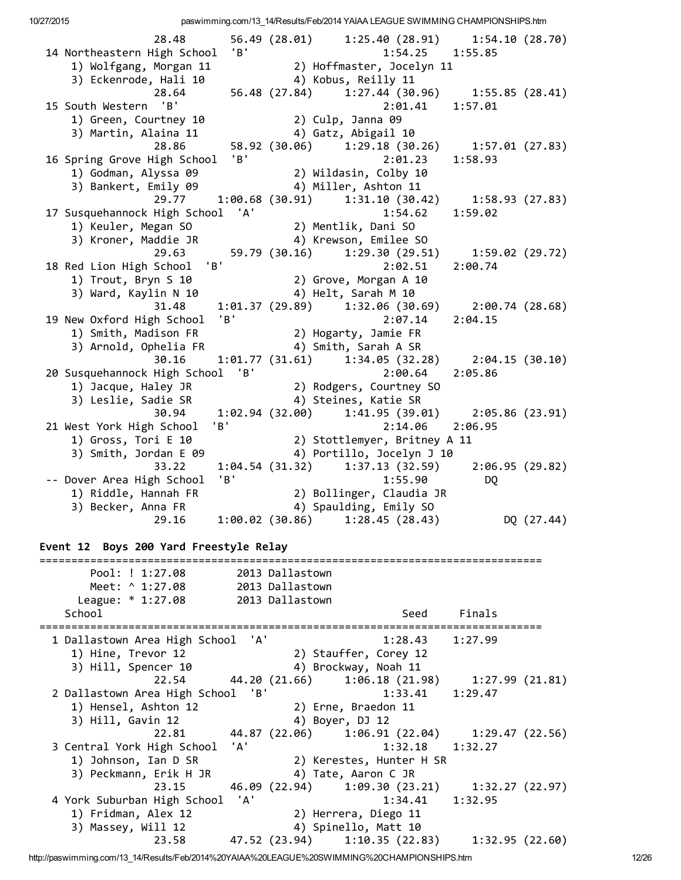```
              28.48       56.49 (28.01)     1:25.40 (28.91)     1:54.10 (28.70)
 14 Northeastern High School  'B'                  1:54.25    1:55.85
    1) Wolfgang, Morgan 11            2) Hoffmaster, Jocelyn 11
    3) Eckenrode, Hali 10             4) Kobus, Reilly 11
              28.64       56.48 (27.84)     1:27.44 (30.96)     1:55.85 (28.41)
 15 South Western  'B'                             2:01.41    1:57.01
    1) Green, Courtney 10             2) Culp, Janna 09
    3) Martin, Alaina 11              4) Gatz, Abigail 10
              28.86       58.92 (30.06)     1:29.18 (30.26)     1:57.01 (27.83)
 16 Spring Grove High School  'B'                  2:01.23    1:58.93
    1) Godman, Alyssa 09              2) Wildasin, Colby 10
    3) Bankert, Emily 09              4) Miller, Ashton 11
              29.77     1:00.68 (30.91)     1:31.10 (30.42)     1:58.93 (27.83)
 17 Susquehannock High School  'A'                 1:54.62    1:59.02
    1) Keuler, Megan SO               2) Mentlik, Dani SO
    3) Kroner, Maddie JR              4) Krewson, Emilee SO
              29.63       59.79 (30.16)     1:29.30 (29.51)     1:59.02 (29.72)
 18 Red Lion High School  'B'                      2:02.51    2:00.74
    1) Trout, Bryn S 10               2) Grove, Morgan A 10
    3) Ward, Kaylin N 10              4) Helt, Sarah M 10
              31.48     1:01.37 (29.89)     1:32.06 (30.69)     2:00.74 (28.68)
 19 New Oxford High School  'B'                    2:07.14    2:04.15
    1) Smith, Madison FR              2) Hogarty, Jamie FR
    3) Arnold, Ophelia FR             4) Smith, Sarah A SR
              30.16     1:01.77 (31.61)     1:34.05 (32.28)     2:04.15 (30.10)
 20 Susquehannock High School  'B'                 2:00.64    2:05.86
    1) Jacque, Haley JR               2) Rodgers, Courtney SO
    3) Leslie, Sadie SR               4) Steines, Katie SR
              30.94     1:02.94 (32.00)     1:41.95 (39.01)     2:05.86 (23.91)
 21 West York High School  'B'                     2:14.06    2:06.95
    1) Gross, Tori E 10               2) Stottlemyer, Britney A 11
    3) Smith, Jordan E 09             4) Portillo, Jocelyn J 10
              33.22     1:04.54 (31.32)     1:37.13 (32.59)     2:06.95 (29.82)
 -- Dover Area High School  'B'                    1:55.90         DQ
    1) Riddle, Hannah FR              2) Bollinger, Claudia JR
    3) Becker, Anna FR                4) Spaulding, Emily SO
              29.16     1:00.02 (30.86)     1:28.45 (28.43)          DQ (27.44)
```

**Event 12  Boys 200 Yard Freestyle Relay**

```
===============================================================================
        Pool: ! 1:27.08        2013 Dallastown
        Meet: ^ 1:27.08        2013 Dallastown
      League: * 1:27.08        2013 Dallastown
    School                                              Seed    Finals
===============================================================================
  1 Dallastown Area High School  'A'               1:28.43    1:27.99
    1) Hine, Trevor 12                2) Stauffer, Corey 12
    3) Hill, Spencer 10               4) Brockway, Noah 11
              22.54       44.20 (21.66)     1:06.18 (21.98)     1:27.99 (21.81)
  2 Dallastown Area High School  'B'               1:33.41    1:29.47
    1) Hensel, Ashton 12              2) Erne, Braedon 11
    3) Hill, Gavin 12                 4) Boyer, DJ 12
              22.81       44.87 (22.06)     1:06.91 (22.04)     1:29.47 (22.56)
  3 Central York High School  'A'                  1:32.18    1:32.27
    1) Johnson, Ian D SR              2) Kerestes, Hunter H SR
    3) Peckmann, Erik H JR            4) Tate, Aaron C JR
              23.15       46.09 (22.94)     1:09.30 (23.21)     1:32.27 (22.97)
  4 York Suburban High School  'A'                 1:34.41    1:32.95
    1) Fridman, Alex 12               2) Herrera, Diego 11
    3) Massey, Will 12                4) Spinello, Matt 10
              23.58       47.52 (23.94)     1:10.35 (22.83)     1:32.95 (22.60)
```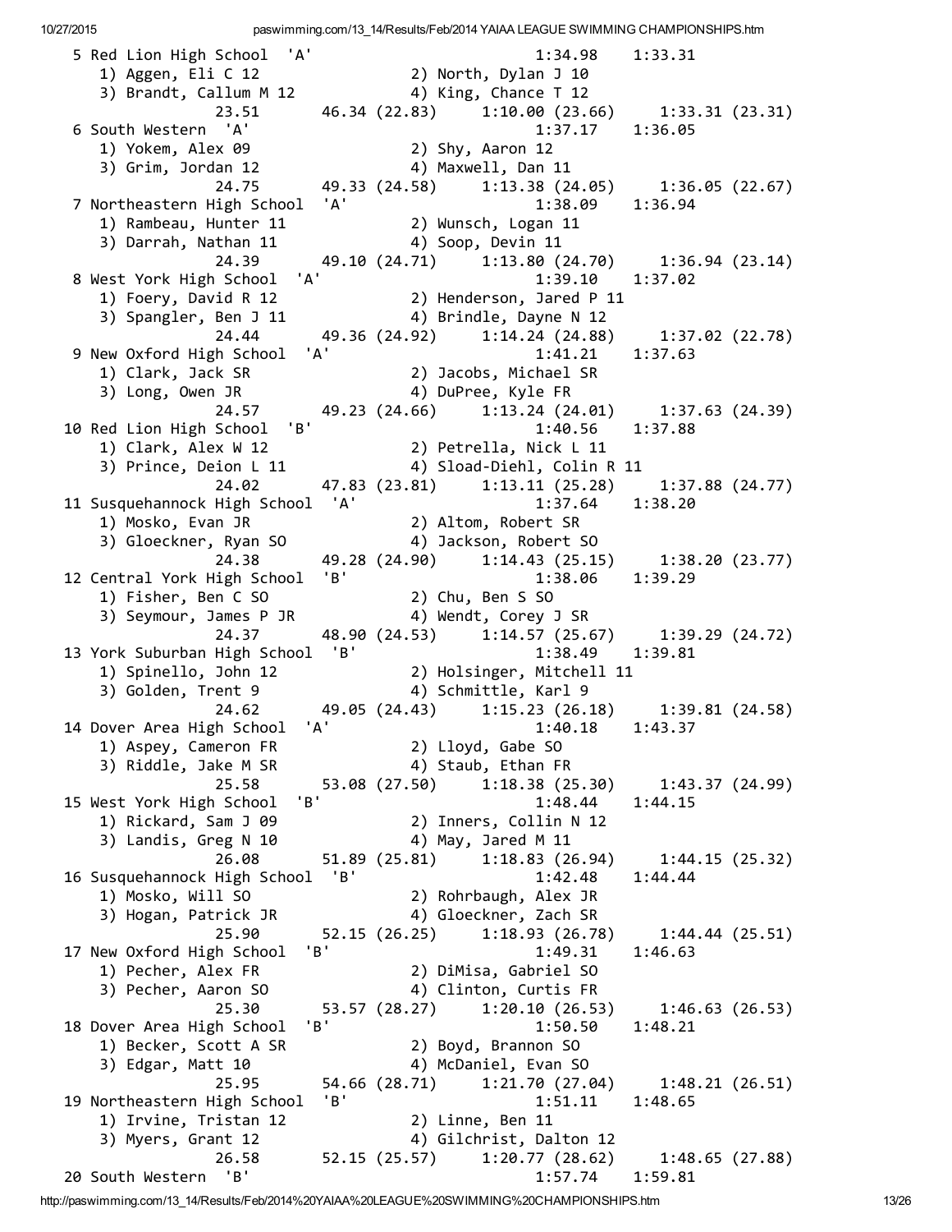```
  5 Red Lion High School  'A'                          1:34.98    1:33.31
     1) Aggen, Eli C 12              2) North, Dylan J 10
     3) Brandt, Callum M 12          4) King, Chance T 12
              23.51      46.34 (22.83)     1:10.00 (23.66)     1:33.31 (23.31)
  6 South Western  'A'                                 1:37.17    1:36.05
     1) Yokem, Alex 09               2) Shy, Aaron 12
     3) Grim, Jordan 12              4) Maxwell, Dan 11
              24.75      49.33 (24.58)     1:13.38 (24.05)     1:36.05 (22.67)
  7 Northeastern High School  'A'                      1:38.09    1:36.94
     1) Rambeau, Hunter 11           2) Wunsch, Logan 11
     3) Darrah, Nathan 11            4) Soop, Devin 11
              24.39      49.10 (24.71)     1:13.80 (24.70)     1:36.94 (23.14)
  8 West York High School  'A'                         1:39.10    1:37.02
     1) Foery, David R 12            2) Henderson, Jared P 11
     3) Spangler, Ben J 11           4) Brindle, Dayne N 12
              24.44      49.36 (24.92)     1:14.24 (24.88)     1:37.02 (22.78)
  9 New Oxford High School  'A'                        1:41.21    1:37.63
     1) Clark, Jack SR               2) Jacobs, Michael SR
     3) Long, Owen JR                4) DuPree, Kyle FR
              24.57      49.23 (24.66)     1:13.24 (24.01)     1:37.63 (24.39)
 10 Red Lion High School  'B'                          1:40.56    1:37.88
     1) Clark, Alex W 12             2) Petrella, Nick L 11
     3) Prince, Deion L 11           4) Sload-Diehl, Colin R 11
              24.02      47.83 (23.81)     1:13.11 (25.28)     1:37.88 (24.77)
 11 Susquehannock High School  'A'                     1:37.64    1:38.20
     1) Mosko, Evan JR               2) Altom, Robert SR
     3) Gloeckner, Ryan SO           4) Jackson, Robert SO
              24.38      49.28 (24.90)     1:14.43 (25.15)     1:38.20 (23.77)
 12 Central York High School  'B'                      1:38.06    1:39.29
     1) Fisher, Ben C SO             2) Chu, Ben S SO
     3) Seymour, James P JR          4) Wendt, Corey J SR
              24.37      48.90 (24.53)     1:14.57 (25.67)     1:39.29 (24.72)
 13 York Suburban High School  'B'                     1:38.49    1:39.81
     1) Spinello, John 12            2) Holsinger, Mitchell 11
     3) Golden, Trent 9              4) Schmittle, Karl 9
              24.62      49.05 (24.43)     1:15.23 (26.18)     1:39.81 (24.58)
 14 Dover Area High School  'A'                        1:40.18    1:43.37
     1) Aspey, Cameron FR            2) Lloyd, Gabe SO
     3) Riddle, Jake M SR            4) Staub, Ethan FR
              25.58      53.08 (27.50)     1:18.38 (25.30)     1:43.37 (24.99)
 15 West York High School  'B'                         1:48.44    1:44.15
     1) Rickard, Sam J 09            2) Inners, Collin N 12
     3) Landis, Greg N 10            4) May, Jared M 11
              26.08      51.89 (25.81)     1:18.83 (26.94)     1:44.15 (25.32)
 16 Susquehannock High School  'B'                     1:42.48    1:44.44
     1) Mosko, Will SO               2) Rohrbaugh, Alex JR
     3) Hogan, Patrick JR            4) Gloeckner, Zach SR
              25.90      52.15 (26.25)     1:18.93 (26.78)     1:44.44 (25.51)
 17 New Oxford High School  'B'                        1:49.31    1:46.63
     1) Pecher, Alex FR              2) DiMisa, Gabriel SO
     3) Pecher, Aaron SO             4) Clinton, Curtis FR
              25.30      53.57 (28.27)     1:20.10 (26.53)     1:46.63 (26.53)
 18 Dover Area High School  'B'                        1:50.50    1:48.21
     1) Becker, Scott A SR           2) Boyd, Brannon SO
     3) Edgar, Matt 10               4) McDaniel, Evan SO
              25.95      54.66 (28.71)     1:21.70 (27.04)     1:48.21 (26.51)
 19 Northeastern High School  'B'                      1:51.11    1:48.65
     1) Irvine, Tristan 12           2) Linne, Ben 11
     3) Myers, Grant 12              4) Gilchrist, Dalton 12
              26.58      52.15 (25.57)     1:20.77 (28.62)     1:48.65 (27.88)
 20 South Western  'B'                                 1:57.74    1:59.81
```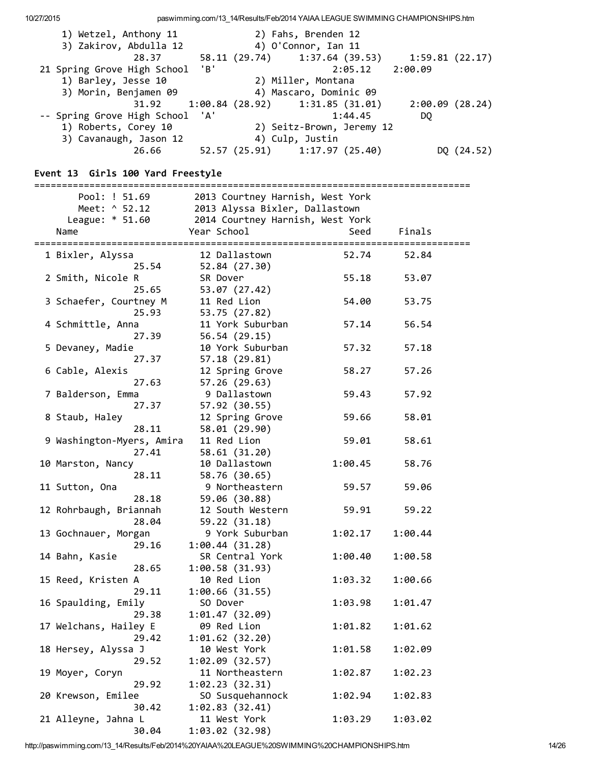```
    1) Wetzel, Anthony 11            2) Fahs, Brenden 12
    3) Zakirov, Abdulla 12           4) O'Connor, Ian 11
              28.37       58.11 (29.74)     1:37.64 (39.53)     1:59.81 (22.17)
 21 Spring Grove High School  'B'                   2:05.12     2:00.09
    1) Barley, Jesse 10              2) Miller, Montana
    3) Morin, Benjamen 09            4) Mascaro, Dominic 09
              31.92     1:00.84 (28.92)     1:31.85 (31.01)     2:00.09 (28.24)
 -- Spring Grove High School  'A'                   1:44.45          DQ
    1) Roberts, Corey 10             2) Seitz-Brown, Jeremy 12
    3) Cavanaugh, Jason 12           4) Culp, Justin
              26.66       52.57 (25.91)     1:17.97 (25.40)          DQ (24.52)
```

### Event 13  Girls 100 Yard Freestyle

```
===============================================================================
      Pool: ! 51.69         2013 Courtney Harnish, West York
      Meet: ^ 52.12         2013 Alyssa Bixler, Dallastown
    League: * 51.60         2014 Courtney Harnish, West York
    Name                  Year School                 Seed     Finals
===============================================================================
  1 Bixler, Alyssa          12 Dallastown             52.74      52.84
              25.54       52.84 (27.30)
  2 Smith, Nicole R         SR Dover                  55.18      53.07
              25.65       53.07 (27.42)
  3 Schaefer, Courtney M    11 Red Lion               54.00      53.75
              25.93       53.75 (27.82)
  4 Schmittle, Anna         11 York Suburban          57.14      56.54
              27.39       56.54 (29.15)
  5 Devaney, Madie          10 York Suburban          57.32      57.18
              27.37       57.18 (29.81)
  6 Cable, Alexis           12 Spring Grove           58.27      57.26
              27.63       57.26 (29.63)
  7 Balderson, Emma          9 Dallastown             59.43      57.92
              27.37       57.92 (30.55)
  8 Staub, Haley            12 Spring Grove           59.66      58.01
              28.11       58.01 (29.90)
  9 Washington-Myers, Amira 11 Red Lion               59.01      58.61
              27.41       58.61 (31.20)
 10 Marston, Nancy          10 Dallastown           1:00.45      58.76
              28.11       58.76 (30.65)
 11 Sutton, Ona              9 Northeastern           59.57      59.06
              28.18       59.06 (30.88)
 12 Rohrbaugh, Briannah     12 South Western          59.91      59.22
              28.04       59.22 (31.18)
 13 Gochnauer, Morgan        9 York Suburban        1:02.17    1:00.44
              29.16     1:00.44 (31.28)
 14 Bahn, Kasie             SR Central York         1:00.40    1:00.58
              28.65     1:00.58 (31.93)
 15 Reed, Kristen A         10 Red Lion             1:03.32    1:00.66
              29.11     1:00.66 (31.55)
 16 Spaulding, Emily        SO Dover                1:03.98    1:01.47
              29.38     1:01.47 (32.09)
 17 Welchans, Hailey E      09 Red Lion             1:01.82    1:01.62
              29.42     1:01.62 (32.20)
 18 Hersey, Alyssa J        10 West York            1:01.58    1:02.09
              29.52     1:02.09 (32.57)
 19 Moyer, Coryn            11 Northeastern         1:02.87    1:02.23
              29.92     1:02.23 (32.31)
 20 Krewson, Emilee         SO Susquehannock        1:02.94    1:02.83
              30.42     1:02.83 (32.41)
 21 Alleyne, Jahna L        11 West York            1:03.29    1:03.02
              30.04     1:03.02 (32.98)
```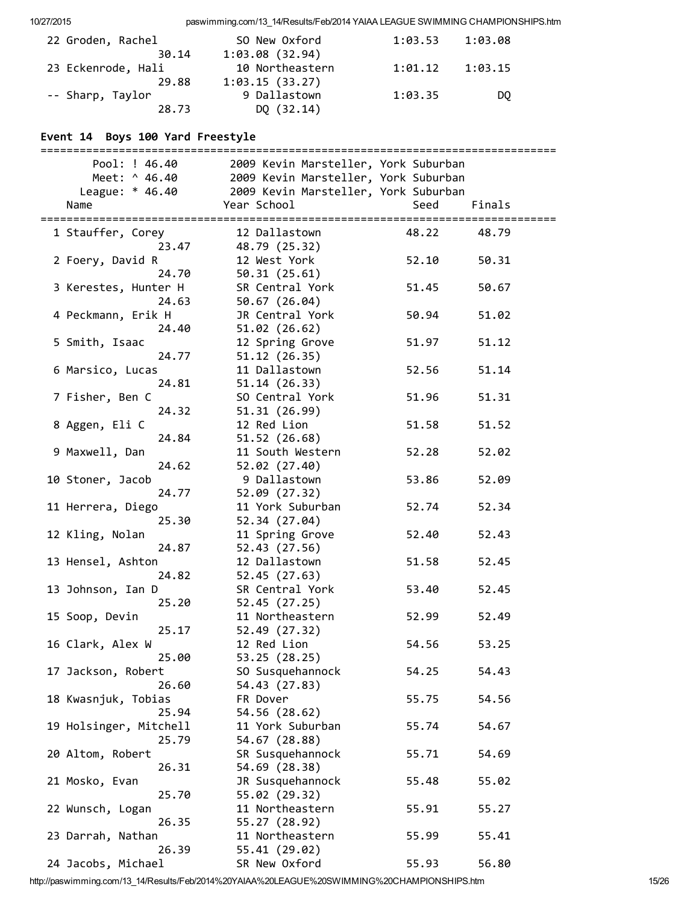```
 22 Groden, Rachel           SO New Oxford          1:03.53    1:03.08
                 30.14     1:03.08 (32.94)
 23 Eckenrode, Hali          10 Northeastern        1:01.12    1:03.15
                 29.88     1:03.15 (33.27)
 -- Sharp, Taylor             9 Dallastown          1:03.35         DQ
                 28.73          DQ (32.14)
```

### Event 14 Boys 100 Yard Freestyle

```
===============================================================================
       Pool: ! 46.40        2009 Kevin Marsteller, York Suburban
       Meet: ^ 46.40        2009 Kevin Marsteller, York Suburban
     League: * 46.40        2009 Kevin Marsteller, York Suburban
    Name                    Year School                Seed     Finals
===============================================================================
  1 Stauffer, Corey          12 Dallastown            48.22      48.79
                 23.47       48.79 (25.32)
  2 Foery, David R           12 West York             52.10      50.31
                 24.70       50.31 (25.61)
  3 Kerestes, Hunter H       SR Central York          51.45      50.67
                 24.63       50.67 (26.04)
  4 Peckmann, Erik H         JR Central York          50.94      51.02
                 24.40       51.02 (26.62)
  5 Smith, Isaac             12 Spring Grove          51.97      51.12
                 24.77       51.12 (26.35)
  6 Marsico, Lucas           11 Dallastown            52.56      51.14
                 24.81       51.14 (26.33)
  7 Fisher, Ben C            SO Central York          51.96      51.31
                 24.32       51.31 (26.99)
  8 Aggen, Eli C             12 Red Lion              51.58      51.52
                 24.84       51.52 (26.68)
  9 Maxwell, Dan             11 South Western         52.28      52.02
                 24.62       52.02 (27.40)
 10 Stoner, Jacob             9 Dallastown            53.86      52.09
                 24.77       52.09 (27.32)
 11 Herrera, Diego           11 York Suburban         52.74      52.34
                 25.30       52.34 (27.04)
 12 Kling, Nolan             11 Spring Grove          52.40      52.43
                 24.87       52.43 (27.56)
 13 Hensel, Ashton           12 Dallastown            51.58      52.45
                 24.82       52.45 (27.63)
 13 Johnson, Ian D           SR Central York          53.40      52.45
                 25.20       52.45 (27.25)
 15 Soop, Devin              11 Northeastern          52.99      52.49
                 25.17       52.49 (27.32)
 16 Clark, Alex W            12 Red Lion              54.56      53.25
                 25.00       53.25 (28.25)
 17 Jackson, Robert          SO Susquehannock         54.25      54.43
                 26.60       54.43 (27.83)
 18 Kwasnjuk, Tobias         FR Dover                 55.75      54.56
                 25.94       54.56 (28.62)
 19 Holsinger, Mitchell      11 York Suburban         55.74      54.67
                 25.79       54.67 (28.88)
 20 Altom, Robert            SR Susquehannock         55.71      54.69
                 26.31       54.69 (28.38)
 21 Mosko, Evan              JR Susquehannock         55.48      55.02
                 25.70       55.02 (29.32)
 22 Wunsch, Logan            11 Northeastern          55.91      55.27
                 26.35       55.27 (28.92)
 23 Darrah, Nathan           11 Northeastern          55.99      55.41
                 26.39       55.41 (29.02)
 24 Jacobs, Michael          SR New Oxford            55.93      56.80
```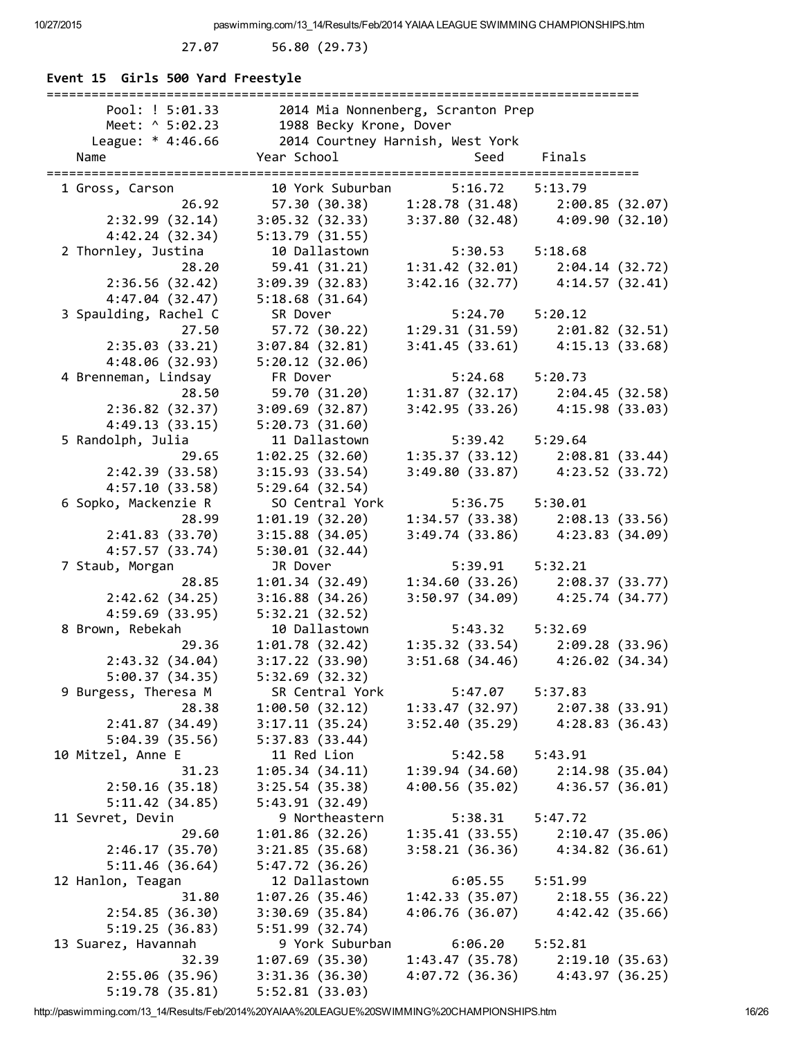27.07 56.80 (29.73)

## Event 15 Girls 500 Yard Freestyle

```
===============================================================================
      Pool: ! 5:01.33        2014 Mia Nonnenberg, Scranton Prep
      Meet: ^ 5:02.23        1988 Becky Krone, Dover
    League: * 4:46.66        2014 Courtney Harnish, West York
    Name                    Year School                 Seed    Finals
===============================================================================
  1 Gross, Carson           10 York Suburban         5:16.72   5:13.79
              26.92       57.30 (30.38)    1:28.78 (31.48)    2:00.85 (32.07)
      2:32.99 (32.14)   3:05.32 (32.33)    3:37.80 (32.48)    4:09.90 (32.10)
      4:42.24 (32.34)   5:13.79 (31.55)
  2 Thornley, Justina       10 Dallastown            5:30.53   5:18.68
              28.20       59.41 (31.21)    1:31.42 (32.01)    2:04.14 (32.72)
      2:36.56 (32.42)   3:09.39 (32.83)    3:42.16 (32.77)    4:14.57 (32.41)
      4:47.04 (32.47)   5:18.68 (31.64)
  3 Spaulding, Rachel C     SR Dover                 5:24.70   5:20.12
              27.50       57.72 (30.22)    1:29.31 (31.59)    2:01.82 (32.51)
      2:35.03 (33.21)   3:07.84 (32.81)    3:41.45 (33.61)    4:15.13 (33.68)
      4:48.06 (32.93)   5:20.12 (32.06)
  4 Brenneman, Lindsay      FR Dover                 5:24.68   5:20.73
              28.50       59.70 (31.20)    1:31.87 (32.17)    2:04.45 (32.58)
      2:36.82 (32.37)   3:09.69 (32.87)    3:42.95 (33.26)    4:15.98 (33.03)
      4:49.13 (33.15)   5:20.73 (31.60)
  5 Randolph, Julia         11 Dallastown            5:39.42   5:29.64
              29.65     1:02.25 (32.60)    1:35.37 (33.12)    2:08.81 (33.44)
      2:42.39 (33.58)   3:15.93 (33.54)    3:49.80 (33.87)    4:23.52 (33.72)
      4:57.10 (33.58)   5:29.64 (32.54)
  6 Sopko, Mackenzie R      SO Central York          5:36.75   5:30.01
              28.99     1:01.19 (32.20)    1:34.57 (33.38)    2:08.13 (33.56)
      2:41.83 (33.70)   3:15.88 (34.05)    3:49.74 (33.86)    4:23.83 (34.09)
      4:57.57 (33.74)   5:30.01 (32.44)
  7 Staub, Morgan           JR Dover                 5:39.91   5:32.21
              28.85     1:01.34 (32.49)    1:34.60 (33.26)    2:08.37 (33.77)
      2:42.62 (34.25)   3:16.88 (34.26)    3:50.97 (34.09)    4:25.74 (34.77)
      4:59.69 (33.95)   5:32.21 (32.52)
  8 Brown, Rebekah          10 Dallastown            5:43.32   5:32.69
              29.36     1:01.78 (32.42)    1:35.32 (33.54)    2:09.28 (33.96)
      2:43.32 (34.04)   3:17.22 (33.90)    3:51.68 (34.46)    4:26.02 (34.34)
      5:00.37 (34.35)   5:32.69 (32.32)
  9 Burgess, Theresa M      SR Central York          5:47.07   5:37.83
              28.38     1:00.50 (32.12)    1:33.47 (32.97)    2:07.38 (33.91)
      2:41.87 (34.49)   3:17.11 (35.24)    3:52.40 (35.29)    4:28.83 (36.43)
      5:04.39 (35.56)   5:37.83 (33.44)
 10 Mitzel, Anne E          11 Red Lion              5:42.58   5:43.91
              31.23     1:05.34 (34.11)    1:39.94 (34.60)    2:14.98 (35.04)
      2:50.16 (35.18)   3:25.54 (35.38)    4:00.56 (35.02)    4:36.57 (36.01)
      5:11.42 (34.85)   5:43.91 (32.49)
 11 Sevret, Devin            9 Northeastern          5:38.31   5:47.72
              29.60     1:01.86 (32.26)    1:35.41 (33.55)    2:10.47 (35.06)
      2:46.17 (35.70)   3:21.85 (35.68)    3:58.21 (36.36)    4:34.82 (36.61)
      5:11.46 (36.64)   5:47.72 (36.26)
 12 Hanlon, Teagan          12 Dallastown            6:05.55   5:51.99
              31.80     1:07.26 (35.46)    1:42.33 (35.07)    2:18.55 (36.22)
      2:54.85 (36.30)   3:30.69 (35.84)    4:06.76 (36.07)    4:42.42 (35.66)
      5:19.25 (36.83)   5:51.99 (32.74)
 13 Suarez, Havannah         9 York Suburban         6:06.20   5:52.81
              32.39     1:07.69 (35.30)    1:43.47 (35.78)    2:19.10 (35.63)
      2:55.06 (35.96)   3:31.36 (36.30)    4:07.72 (36.36)    4:43.97 (36.25)
      5:19.78 (35.81)   5:52.81 (33.03)
```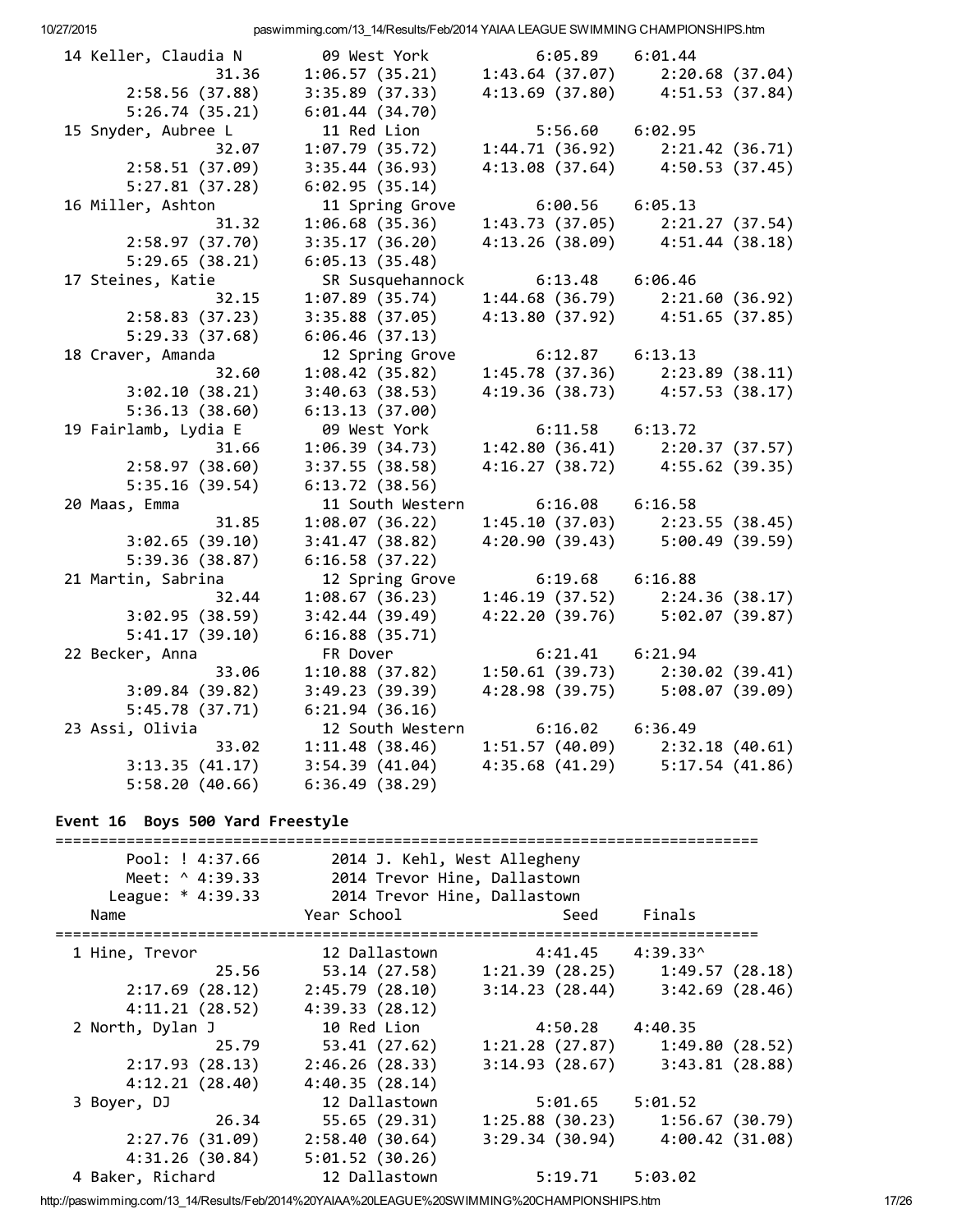```
 14 Keller, Claudia N        09 West York            6:05.89    6:01.44
                   31.36    1:06.57 (35.21)    1:43.64 (37.07)    2:20.68 (37.04)
         2:58.56 (37.88)    3:35.89 (37.33)    4:13.69 (37.80)    4:51.53 (37.84)
         5:26.74 (35.21)    6:01.44 (34.70)
 15 Snyder, Aubree L         11 Red Lion             5:56.60    6:02.95
                   32.07    1:07.79 (35.72)    1:44.71 (36.92)    2:21.42 (36.71)
         2:58.51 (37.09)    3:35.44 (36.93)    4:13.08 (37.64)    4:50.53 (37.45)
         5:27.81 (37.28)    6:02.95 (35.14)
 16 Miller, Ashton           11 Spring Grove         6:00.56    6:05.13
                   31.32    1:06.68 (35.36)    1:43.73 (37.05)    2:21.27 (37.54)
         2:58.97 (37.70)    3:35.17 (36.20)    4:13.26 (38.09)    4:51.44 (38.18)
         5:29.65 (38.21)    6:05.13 (35.48)
 17 Steines, Katie           SR Susquehannock        6:13.48    6:06.46
                   32.15    1:07.89 (35.74)    1:44.68 (36.79)    2:21.60 (36.92)
         2:58.83 (37.23)    3:35.88 (37.05)    4:13.80 (37.92)    4:51.65 (37.85)
         5:29.33 (37.68)    6:06.46 (37.13)
 18 Craver, Amanda           12 Spring Grove         6:12.87    6:13.13
                   32.60    1:08.42 (35.82)    1:45.78 (37.36)    2:23.89 (38.11)
         3:02.10 (38.21)    3:40.63 (38.53)    4:19.36 (38.73)    4:57.53 (38.17)
         5:36.13 (38.60)    6:13.13 (37.00)
 19 Fairlamb, Lydia E        09 West York            6:11.58    6:13.72
                   31.66    1:06.39 (34.73)    1:42.80 (36.41)    2:20.37 (37.57)
         2:58.97 (38.60)    3:37.55 (38.58)    4:16.27 (38.72)    4:55.62 (39.35)
         5:35.16 (39.54)    6:13.72 (38.56)
 20 Maas, Emma               11 South Western        6:16.08    6:16.58
                   31.85    1:08.07 (36.22)    1:45.10 (37.03)    2:23.55 (38.45)
         3:02.65 (39.10)    3:41.47 (38.82)    4:20.90 (39.43)    5:00.49 (39.59)
         5:39.36 (38.87)    6:16.58 (37.22)
 21 Martin, Sabrina          12 Spring Grove         6:19.68    6:16.88
                   32.44    1:08.67 (36.23)    1:46.19 (37.52)    2:24.36 (38.17)
         3:02.95 (38.59)    3:42.44 (39.49)    4:22.20 (39.76)    5:02.07 (39.87)
         5:41.17 (39.10)    6:16.88 (35.71)
 22 Becker, Anna             FR Dover                6:21.41    6:21.94
                   33.06    1:10.88 (37.82)    1:50.61 (39.73)    2:30.02 (39.41)
         3:09.84 (39.82)    3:49.23 (39.39)    4:28.98 (39.75)    5:08.07 (39.09)
         5:45.78 (37.71)    6:21.94 (36.16)
 23 Assi, Olivia             12 South Western        6:16.02    6:36.49
                   33.02    1:11.48 (38.46)    1:51.57 (40.09)    2:32.18 (40.61)
         3:13.35 (41.17)    3:54.39 (41.04)    4:35.68 (41.29)    5:17.54 (41.86)
         5:58.20 (40.66)    6:36.49 (38.29)
```

### Event 16 Boys 500 Yard Freestyle

```
===============================================================================
      Pool: ! 4:37.66       2014 J. Kehl, West Allegheny
      Meet: ^ 4:39.33       2014 Trevor Hine, Dallastown
    League: * 4:39.33       2014 Trevor Hine, Dallastown
    Name                    Year School                 Seed     Finals
===============================================================================
  1 Hine, Trevor             12 Dallastown           4:41.45    4:39.33^
                   25.56      53.14 (27.58)    1:21.39 (28.25)    1:49.57 (28.18)
         2:17.69 (28.12)    2:45.79 (28.10)    3:14.23 (28.44)    3:42.69 (28.46)
         4:11.21 (28.52)    4:39.33 (28.12)
  2 North, Dylan J           10 Red Lion             4:50.28    4:40.35
                   25.79      53.41 (27.62)    1:21.28 (27.87)    1:49.80 (28.52)
         2:17.93 (28.13)    2:46.26 (28.33)    3:14.93 (28.67)    3:43.81 (28.88)
         4:12.21 (28.40)    4:40.35 (28.14)
  3 Boyer, DJ                12 Dallastown           5:01.65    5:01.52
                   26.34      55.65 (29.31)    1:25.88 (30.23)    1:56.67 (30.79)
         2:27.76 (31.09)    2:58.40 (30.64)    3:29.34 (30.94)    4:00.42 (31.08)
         4:31.26 (30.84)    5:01.52 (30.26)
  4 Baker, Richard           12 Dallastown           5:19.71    5:03.02
```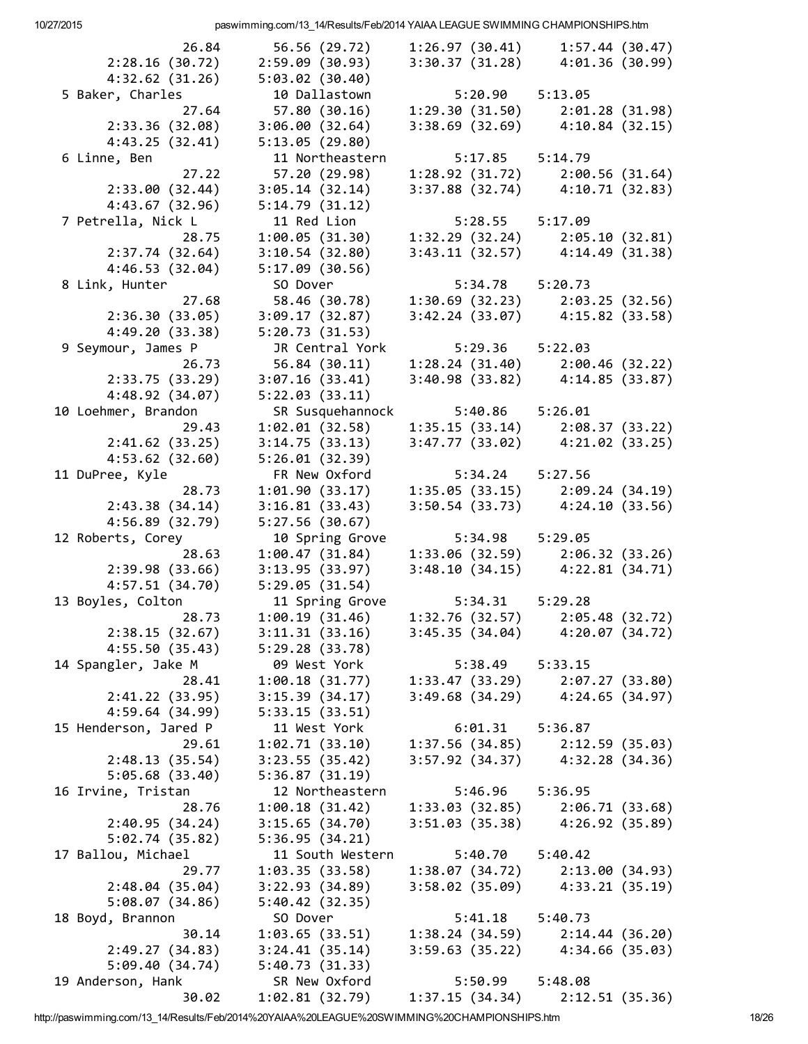```
            26.84      56.56 (29.72)    1:26.97 (30.41)    1:57.44 (30.47)
      2:28.16 (30.72)    2:59.09 (30.93)    3:30.37 (31.28)    4:01.36 (30.99)
      4:32.62 (31.26)    5:03.02 (30.40)
  5 Baker, Charles         10 Dallastown          5:20.90     5:13.05
            27.64      57.80 (30.16)    1:29.30 (31.50)    2:01.28 (31.98)
      2:33.36 (32.08)    3:06.00 (32.64)    3:38.69 (32.69)    4:10.84 (32.15)
      4:43.25 (32.41)    5:13.05 (29.80)
  6 Linne, Ben             11 Northeastern        5:17.85     5:14.79
            27.22      57.20 (29.98)    1:28.92 (31.72)    2:00.56 (31.64)
      2:33.00 (32.44)    3:05.14 (32.14)    3:37.88 (32.74)    4:10.71 (32.83)
      4:43.67 (32.96)    5:14.79 (31.12)
  7 Petrella, Nick L       11 Red Lion            5:28.55     5:17.09
            28.75    1:00.05 (31.30)    1:32.29 (32.24)    2:05.10 (32.81)
      2:37.74 (32.64)    3:10.54 (32.80)    3:43.11 (32.57)    4:14.49 (31.38)
      4:46.53 (32.04)    5:17.09 (30.56)
  8 Link, Hunter           SO Dover               5:34.78     5:20.73
            27.68      58.46 (30.78)    1:30.69 (32.23)    2:03.25 (32.56)
      2:36.30 (33.05)    3:09.17 (32.87)    3:42.24 (33.07)    4:15.82 (33.58)
      4:49.20 (33.38)    5:20.73 (31.53)
  9 Seymour, James P       JR Central York        5:29.36     5:22.03
            26.73      56.84 (30.11)    1:28.24 (31.40)    2:00.46 (32.22)
      2:33.75 (33.29)    3:07.16 (33.41)    3:40.98 (33.82)    4:14.85 (33.87)
      4:48.92 (34.07)    5:22.03 (33.11)
 10 Loehmer, Brandon       SR Susquehannock       5:40.86     5:26.01
            29.43    1:02.01 (32.58)    1:35.15 (33.14)    2:08.37 (33.22)
      2:41.62 (33.25)    3:14.75 (33.13)    3:47.77 (33.02)    4:21.02 (33.25)
      4:53.62 (32.60)    5:26.01 (32.39)
 11 DuPree, Kyle           FR New Oxford          5:34.24     5:27.56
            28.73    1:01.90 (33.17)    1:35.05 (33.15)    2:09.24 (34.19)
      2:43.38 (34.14)    3:16.81 (33.43)    3:50.54 (33.73)    4:24.10 (33.56)
      4:56.89 (32.79)    5:27.56 (30.67)
 12 Roberts, Corey         10 Spring Grove        5:34.98     5:29.05
            28.63    1:00.47 (31.84)    1:33.06 (32.59)    2:06.32 (33.26)
      2:39.98 (33.66)    3:13.95 (33.97)    3:48.10 (34.15)    4:22.81 (34.71)
      4:57.51 (34.70)    5:29.05 (31.54)
 13 Boyles, Colton         11 Spring Grove        5:34.31     5:29.28
            28.73    1:00.19 (31.46)    1:32.76 (32.57)    2:05.48 (32.72)
      2:38.15 (32.67)    3:11.31 (33.16)    3:45.35 (34.04)    4:20.07 (34.72)
      4:55.50 (35.43)    5:29.28 (33.78)
 14 Spangler, Jake M       09 West York           5:38.49     5:33.15
            28.41    1:00.18 (31.77)    1:33.47 (33.29)    2:07.27 (33.80)
      2:41.22 (33.95)    3:15.39 (34.17)    3:49.68 (34.29)    4:24.65 (34.97)
      4:59.64 (34.99)    5:33.15 (33.51)
 15 Henderson, Jared P     11 West York           6:01.31     5:36.87
            29.61    1:02.71 (33.10)    1:37.56 (34.85)    2:12.59 (35.03)
      2:48.13 (35.54)    3:23.55 (35.42)    3:57.92 (34.37)    4:32.28 (34.36)
      5:05.68 (33.40)    5:36.87 (31.19)
 16 Irvine, Tristan        12 Northeastern        5:46.96     5:36.95
            28.76    1:00.18 (31.42)    1:33.03 (32.85)    2:06.71 (33.68)
      2:40.95 (34.24)    3:15.65 (34.70)    3:51.03 (35.38)    4:26.92 (35.89)
      5:02.74 (35.82)    5:36.95 (34.21)
 17 Ballou, Michael        11 South Western       5:40.70     5:40.42
            29.77    1:03.35 (33.58)    1:38.07 (34.72)    2:13.00 (34.93)
      2:48.04 (35.04)    3:22.93 (34.89)    3:58.02 (35.09)    4:33.21 (35.19)
      5:08.07 (34.86)    5:40.42 (32.35)
 18 Boyd, Brannon          SO Dover               5:41.18     5:40.73
            30.14    1:03.65 (33.51)    1:38.24 (34.59)    2:14.44 (36.20)
      2:49.27 (34.83)    3:24.41 (35.14)    3:59.63 (35.22)    4:34.66 (35.03)
      5:09.40 (34.74)    5:40.73 (31.33)
 19 Anderson, Hank         SR New Oxford          5:50.99     5:48.08
            30.02    1:02.81 (32.79)    1:37.15 (34.34)    2:12.51 (35.36)
```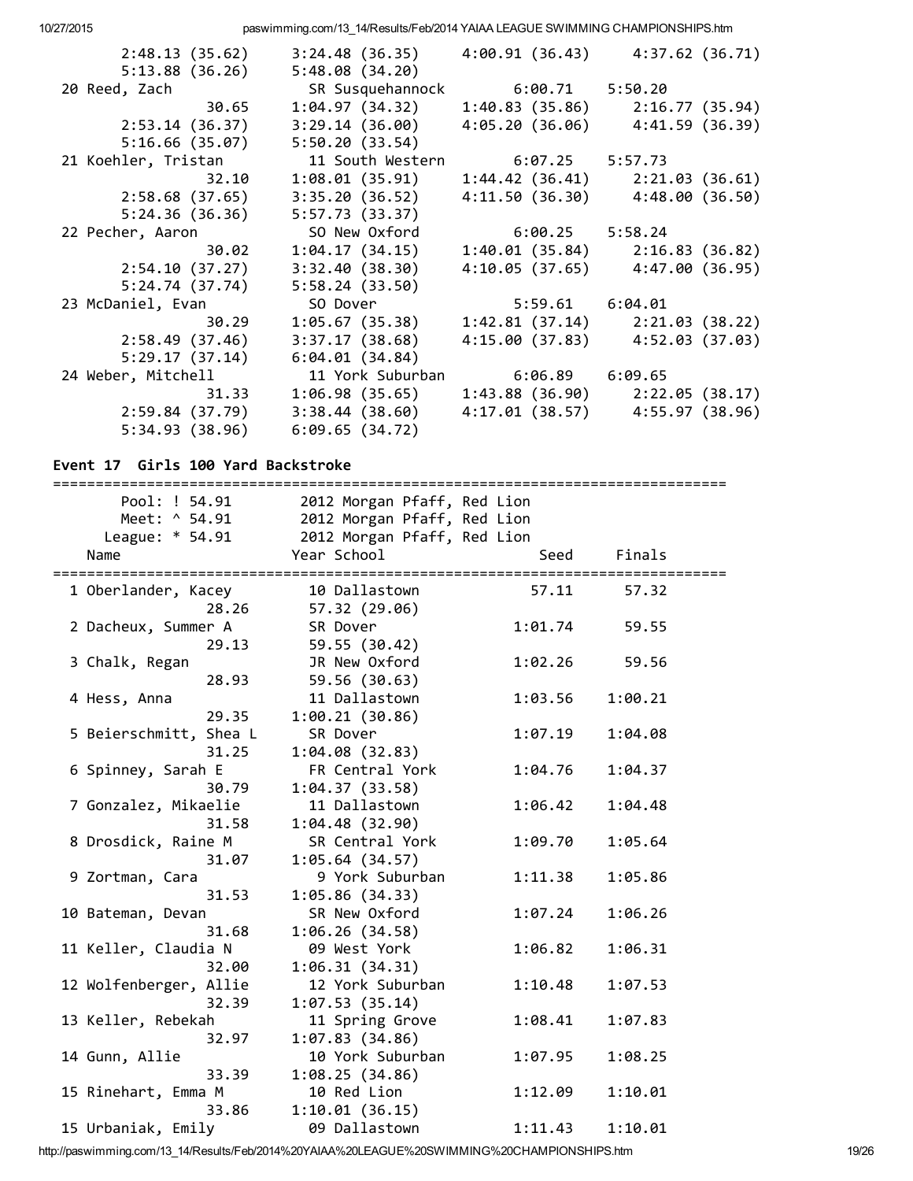```
     2:48.13 (35.62)    3:24.48 (36.35)    4:00.91 (36.43)    4:37.62 (36.71)
     5:13.88 (36.26)    5:48.08 (34.20)
 20 Reed, Zach             SR Susquehannock        6:00.71    5:50.20
               30.65    1:04.97 (34.32)    1:40.83 (35.86)    2:16.77 (35.94)
     2:53.14 (36.37)    3:29.14 (36.00)    4:05.20 (36.06)    4:41.59 (36.39)
     5:16.66 (35.07)    5:50.20 (33.54)
 21 Koehler, Tristan       11 South Western        6:07.25    5:57.73
               32.10    1:08.01 (35.91)    1:44.42 (36.41)    2:21.03 (36.61)
     2:58.68 (37.65)    3:35.20 (36.52)    4:11.50 (36.30)    4:48.00 (36.50)
     5:24.36 (36.36)    5:57.73 (33.37)
 22 Pecher, Aaron          SO New Oxford           6:00.25    5:58.24
               30.02    1:04.17 (34.15)    1:40.01 (35.84)    2:16.83 (36.82)
     2:54.10 (37.27)    3:32.40 (38.30)    4:10.05 (37.65)    4:47.00 (36.95)
     5:24.74 (37.74)    5:58.24 (33.50)
 23 McDaniel, Evan         SO Dover                5:59.61    6:04.01
               30.29    1:05.67 (35.38)    1:42.81 (37.14)    2:21.03 (38.22)
     2:58.49 (37.46)    3:37.17 (38.68)    4:15.00 (37.83)    4:52.03 (37.03)
     5:29.17 (37.14)    6:04.01 (34.84)
 24 Weber, Mitchell        11 York Suburban        6:06.89    6:09.65
               31.33    1:06.98 (35.65)    1:43.88 (36.90)    2:22.05 (38.17)
     2:59.84 (37.79)    3:38.44 (38.60)    4:17.01 (38.57)    4:55.97 (38.96)
     5:34.93 (38.96)    6:09.65 (34.72)
```

**Event 17 Girls 100 Yard Backstroke**

```
===============================================================================
      Pool: ! 54.91        2012 Morgan Pfaff, Red Lion
      Meet: ^ 54.91        2012 Morgan Pfaff, Red Lion
    League: * 54.91        2012 Morgan Pfaff, Red Lion
    Name                   Year School              Seed     Finals
===============================================================================
  1 Oberlander, Kacey      10 Dallastown            57.11      57.32
               28.26      57.32 (29.06)
  2 Dacheux, Summer A      SR Dover               1:01.74      59.55
               29.13      59.55 (30.42)
  3 Chalk, Regan           JR New Oxford          1:02.26      59.56
               28.93      59.56 (30.63)
  4 Hess, Anna             11 Dallastown          1:03.56    1:00.21
               29.35    1:00.21 (30.86)
  5 Beierschmitt, Shea L   SR Dover               1:07.19    1:04.08
               31.25    1:04.08 (32.83)
  6 Spinney, Sarah E       FR Central York        1:04.76    1:04.37
               30.79    1:04.37 (33.58)
  7 Gonzalez, Mikaelie     11 Dallastown          1:06.42    1:04.48
               31.58    1:04.48 (32.90)
  8 Drosdick, Raine M      SR Central York        1:09.70    1:05.64
               31.07    1:05.64 (34.57)
  9 Zortman, Cara           9 York Suburban       1:11.38    1:05.86
               31.53    1:05.86 (34.33)
 10 Bateman, Devan         SR New Oxford          1:07.24    1:06.26
               31.68    1:06.26 (34.58)
 11 Keller, Claudia N      09 West York           1:06.82    1:06.31
               32.00    1:06.31 (34.31)
 12 Wolfenberger, Allie    12 York Suburban       1:10.48    1:07.53
               32.39    1:07.53 (35.14)
 13 Keller, Rebekah        11 Spring Grove        1:08.41    1:07.83
               32.97    1:07.83 (34.86)
 14 Gunn, Allie            10 York Suburban       1:07.95    1:08.25
               33.39    1:08.25 (34.86)
 15 Rinehart, Emma M       10 Red Lion            1:12.09    1:10.01
               33.86    1:10.01 (36.15)
 15 Urbaniak, Emily        09 Dallastown          1:11.43    1:10.01
```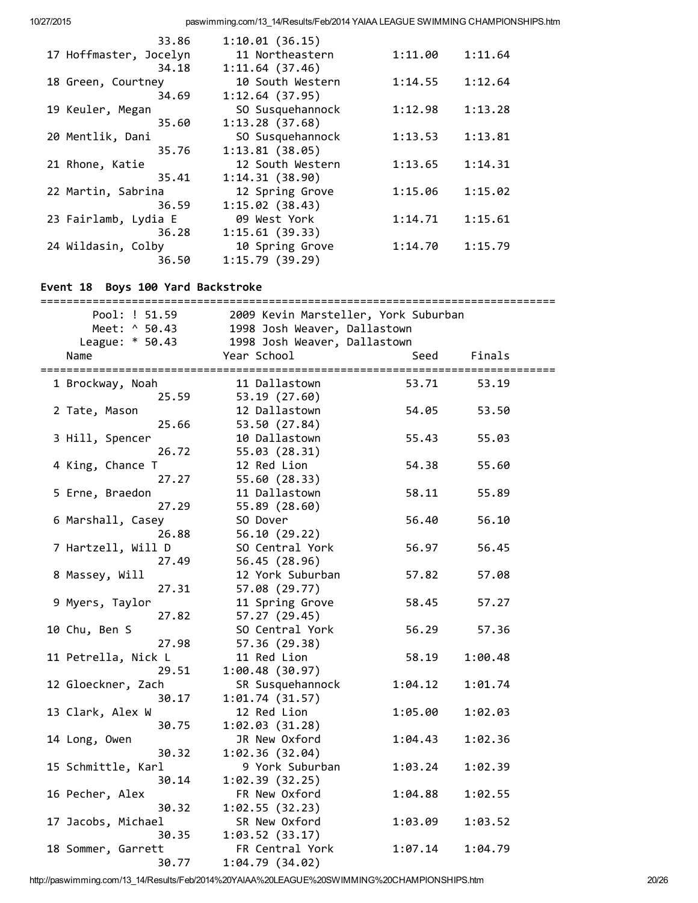```
                    33.86     1:10.01 (36.15)
 17 Hoffmaster, Jocelyn       11 Northeastern         1:11.00    1:11.64
                    34.18     1:11.64 (37.46)
 18 Green, Courtney           10 South Western        1:14.55    1:12.64
                    34.69     1:12.64 (37.95)
 19 Keuler, Megan             SO Susquehannock        1:12.98    1:13.28
                    35.60     1:13.28 (37.68)
 20 Mentlik, Dani             SO Susquehannock        1:13.53    1:13.81
                    35.76     1:13.81 (38.05)
 21 Rhone, Katie              12 South Western        1:13.65    1:14.31
                    35.41     1:14.31 (38.90)
 22 Martin, Sabrina           12 Spring Grove         1:15.06    1:15.02
                    36.59     1:15.02 (38.43)
 23 Fairlamb, Lydia E         09 West York            1:14.71    1:15.61
                    36.28     1:15.61 (39.33)
 24 Wildasin, Colby           10 Spring Grove         1:14.70    1:15.79
                    36.50     1:15.79 (39.29)
```

**Event 18  Boys 100 Yard Backstroke**

```
===============================================================================
        Pool: ! 51.59         2009 Kevin Marsteller, York Suburban
        Meet: ^ 50.43         1998 Josh Weaver, Dallastown
      League: * 50.43         1998 Josh Weaver, Dallastown
    Name                    Year School                 Seed     Finals
===============================================================================
  1 Brockway, Noah           11 Dallastown             53.71      53.19
                    25.59     53.19 (27.60)
  2 Tate, Mason              12 Dallastown             54.05      53.50
                    25.66     53.50 (27.84)
  3 Hill, Spencer            10 Dallastown             55.43      55.03
                    26.72     55.03 (28.31)
  4 King, Chance T           12 Red Lion               54.38      55.60
                    27.27     55.60 (28.33)
  5 Erne, Braedon            11 Dallastown             58.11      55.89
                    27.29     55.89 (28.60)
  6 Marshall, Casey          SO Dover                  56.40      56.10
                    26.88     56.10 (29.22)
  7 Hartzell, Will D         SO Central York           56.97      56.45
                    27.49     56.45 (28.96)
  8 Massey, Will             12 York Suburban          57.82      57.08
                    27.31     57.08 (29.77)
  9 Myers, Taylor            11 Spring Grove           58.45      57.27
                    27.82     57.27 (29.45)
 10 Chu, Ben S               SO Central York           56.29      57.36
                    27.98     57.36 (29.38)
 11 Petrella, Nick L         11 Red Lion               58.19    1:00.48
                    29.51     1:00.48 (30.97)
 12 Gloeckner, Zach          SR Susquehannock        1:04.12    1:01.74
                    30.17     1:01.74 (31.57)
 13 Clark, Alex W            12 Red Lion             1:05.00    1:02.03
                    30.75     1:02.03 (31.28)
 14 Long, Owen               JR New Oxford           1:04.43    1:02.36
                    30.32     1:02.36 (32.04)
 15 Schmittle, Karl           9 York Suburban        1:03.24    1:02.39
                    30.14     1:02.39 (32.25)
 16 Pecher, Alex             FR New Oxford           1:04.88    1:02.55
                    30.32     1:02.55 (32.23)
 17 Jacobs, Michael          SR New Oxford           1:03.09    1:03.52
                    30.35     1:03.52 (33.17)
 18 Sommer, Garrett          FR Central York         1:07.14    1:04.79
                    30.77     1:04.79 (34.02)
```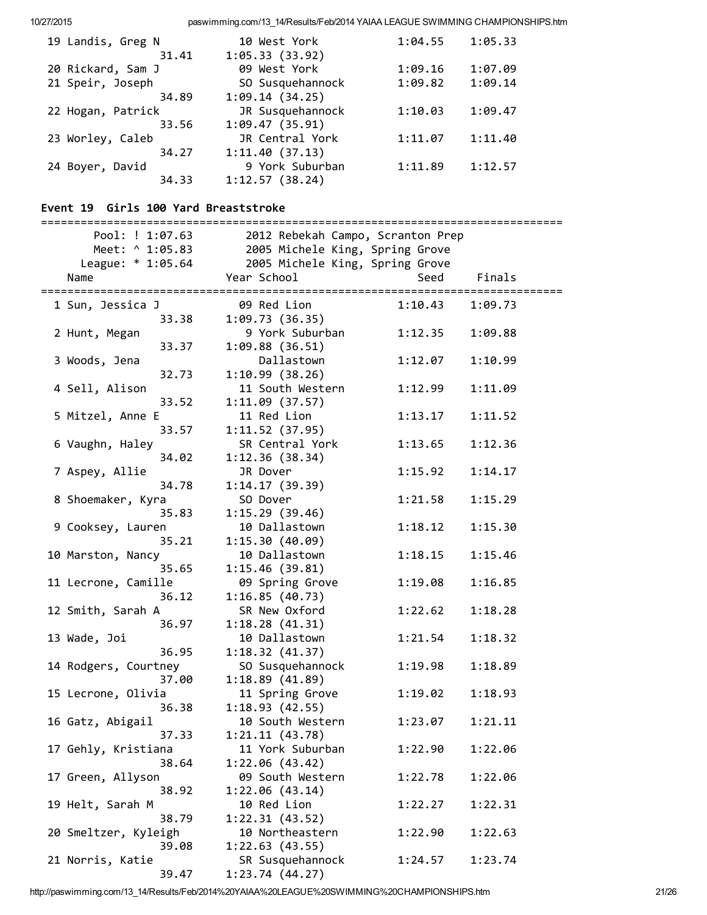```
 19 Landis, Greg N              10 West York            1:04.55    1:05.33
                    31.41     1:05.33 (33.92)
 20 Rickard, Sam J              09 West York            1:09.16    1:07.09
 21 Speir, Joseph               SO Susquehannock        1:09.82    1:09.14
                    34.89     1:09.14 (34.25)
 22 Hogan, Patrick              JR Susquehannock        1:10.03    1:09.47
                    33.56     1:09.47 (35.91)
 23 Worley, Caleb               JR Central York         1:11.07    1:11.40
                    34.27     1:11.40 (37.13)
 24 Boyer, David                 9 York Suburban        1:11.89    1:12.57
                    34.33     1:12.57 (38.24)
```

### Event 19 Girls 100 Yard Breaststroke

```
===============================================================================
       Pool: ! 1:07.63       2012 Rebekah Campo, Scranton Prep
       Meet: ^ 1:05.83       2005 Michele King, Spring Grove
     League: * 1:05.64       2005 Michele King, Spring Grove
    Name                    Year School                 Seed     Finals
===============================================================================
  1 Sun, Jessica J              09 Red Lion             1:10.43    1:09.73
                    33.38     1:09.73 (36.35)
  2 Hunt, Megan                  9 York Suburban        1:12.35    1:09.88
                    33.37     1:09.88 (36.51)
  3 Woods, Jena                    Dallastown           1:12.07    1:10.99
                    32.73     1:10.99 (38.26)
  4 Sell, Alison                11 South Western        1:12.99    1:11.09
                    33.52     1:11.09 (37.57)
  5 Mitzel, Anne E              11 Red Lion             1:13.17    1:11.52
                    33.57     1:11.52 (37.95)
  6 Vaughn, Haley               SR Central York         1:13.65    1:12.36
                    34.02     1:12.36 (38.34)
  7 Aspey, Allie                JR Dover                1:15.92    1:14.17
                    34.78     1:14.17 (39.39)
  8 Shoemaker, Kyra             SO Dover                1:21.58    1:15.29
                    35.83     1:15.29 (39.46)
  9 Cooksey, Lauren             10 Dallastown           1:18.12    1:15.30
                    35.21     1:15.30 (40.09)
 10 Marston, Nancy              10 Dallastown           1:18.15    1:15.46
                    35.65     1:15.46 (39.81)
 11 Lecrone, Camille            09 Spring Grove         1:19.08    1:16.85
                    36.12     1:16.85 (40.73)
 12 Smith, Sarah A              SR New Oxford           1:22.62    1:18.28
                    36.97     1:18.28 (41.31)
 13 Wade, Joi                   10 Dallastown           1:21.54    1:18.32
                    36.95     1:18.32 (41.37)
 14 Rodgers, Courtney           SO Susquehannock        1:19.98    1:18.89
                    37.00     1:18.89 (41.89)
 15 Lecrone, Olivia             11 Spring Grove         1:19.02    1:18.93
                    36.38     1:18.93 (42.55)
 16 Gatz, Abigail               10 South Western        1:23.07    1:21.11
                    37.33     1:21.11 (43.78)
 17 Gehly, Kristiana            11 York Suburban        1:22.90    1:22.06
                    38.64     1:22.06 (43.42)
 17 Green, Allyson              09 South Western        1:22.78    1:22.06
                    38.92     1:22.06 (43.14)
 19 Helt, Sarah M               10 Red Lion             1:22.27    1:22.31
                    38.79     1:22.31 (43.52)
 20 Smeltzer, Kyleigh           10 Northeastern         1:22.90    1:22.63
                    39.08     1:22.63 (43.55)
 21 Norris, Katie               SR Susquehannock        1:24.57    1:23.74
                    39.47     1:23.74 (44.27)
```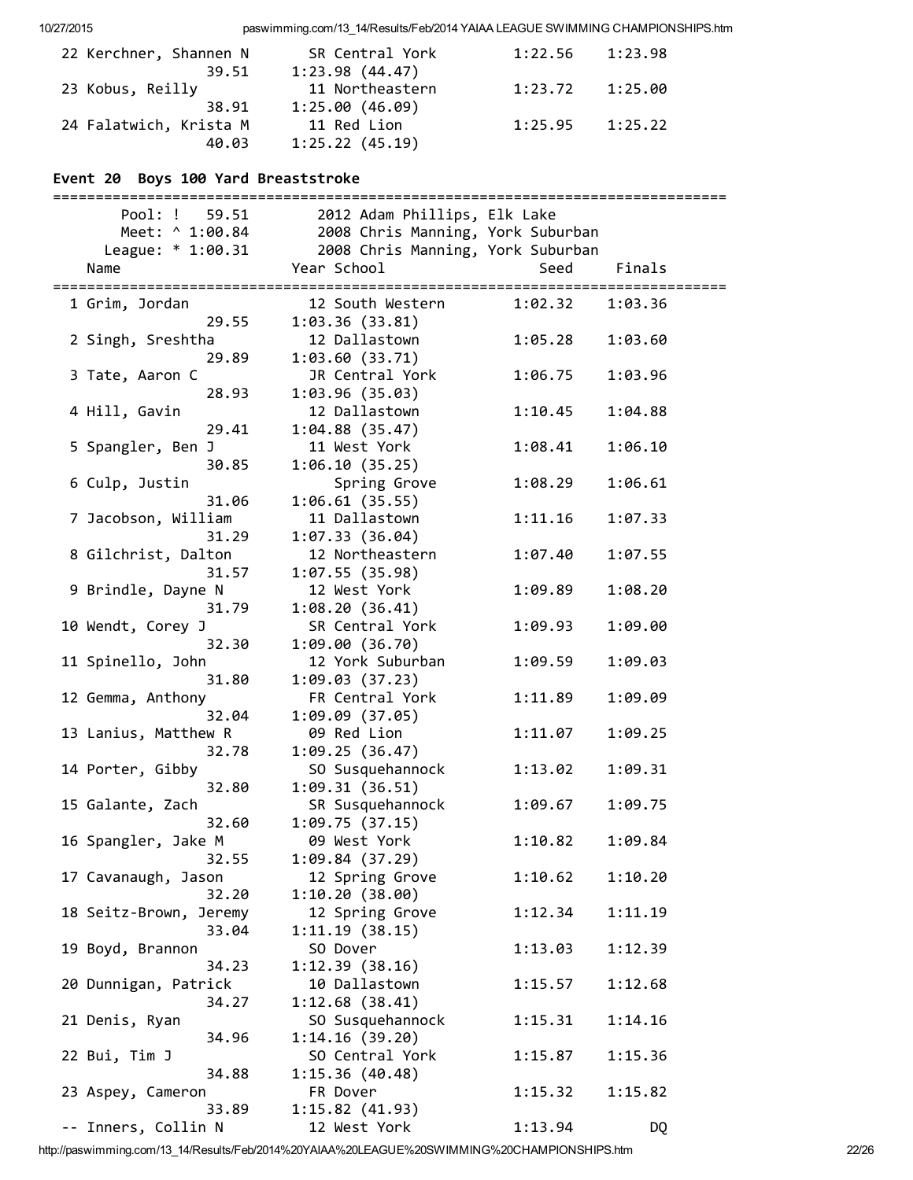| | | | | |
|---|---|---|---|---|
| 22 Kerchner, Shannen N | SR | Central York | 1:22.56 | 1:23.98 |
| 39.51 | 1:23.98 (44.47) | | | |
| 23 Kobus, Reilly | 11 | Northeastern | 1:23.72 | 1:25.00 |
| 38.91 | 1:25.00 (46.09) | | | |
| 24 Falatwich, Krista M | 11 | Red Lion | 1:25.95 | 1:25.22 |
| 40.03 | 1:25.22 (45.19) | | | |

### Event 20 Boys 100 Yard Breaststroke

Pool: ! 59.51 2012 Adam Phillips, Elk Lake
Meet: ^ 1:00.84 2008 Chris Manning, York Suburban
League: * 1:00.31 2008 Chris Manning, York Suburban

| Name | Year | School | Seed | Finals |
|---|---|---|---|---|
| 1 Grim, Jordan | 12 | South Western | 1:02.32 | 1:03.36 |
| 29.55 | 1:03.36 (33.81) | | | |
| 2 Singh, Sreshtha | 12 | Dallastown | 1:05.28 | 1:03.60 |
| 29.89 | 1:03.60 (33.71) | | | |
| 3 Tate, Aaron C | JR | Central York | 1:06.75 | 1:03.96 |
| 28.93 | 1:03.96 (35.03) | | | |
| 4 Hill, Gavin | 12 | Dallastown | 1:10.45 | 1:04.88 |
| 29.41 | 1:04.88 (35.47) | | | |
| 5 Spangler, Ben J | 11 | West York | 1:08.41 | 1:06.10 |
| 30.85 | 1:06.10 (35.25) | | | |
| 6 Culp, Justin | | Spring Grove | 1:08.29 | 1:06.61 |
| 31.06 | 1:06.61 (35.55) | | | |
| 7 Jacobson, William | 11 | Dallastown | 1:11.16 | 1:07.33 |
| 31.29 | 1:07.33 (36.04) | | | |
| 8 Gilchrist, Dalton | 12 | Northeastern | 1:07.40 | 1:07.55 |
| 31.57 | 1:07.55 (35.98) | | | |
| 9 Brindle, Dayne N | 12 | West York | 1:09.89 | 1:08.20 |
| 31.79 | 1:08.20 (36.41) | | | |
| 10 Wendt, Corey J | SR | Central York | 1:09.93 | 1:09.00 |
| 32.30 | 1:09.00 (36.70) | | | |
| 11 Spinello, John | 12 | York Suburban | 1:09.59 | 1:09.03 |
| 31.80 | 1:09.03 (37.23) | | | |
| 12 Gemma, Anthony | FR | Central York | 1:11.89 | 1:09.09 |
| 32.04 | 1:09.09 (37.05) | | | |
| 13 Lanius, Matthew R | 09 | Red Lion | 1:11.07 | 1:09.25 |
| 32.78 | 1:09.25 (36.47) | | | |
| 14 Porter, Gibby | SO | Susquehannock | 1:13.02 | 1:09.31 |
| 32.80 | 1:09.31 (36.51) | | | |
| 15 Galante, Zach | SR | Susquehannock | 1:09.67 | 1:09.75 |
| 32.60 | 1:09.75 (37.15) | | | |
| 16 Spangler, Jake M | 09 | West York | 1:10.82 | 1:09.84 |
| 32.55 | 1:09.84 (37.29) | | | |
| 17 Cavanaugh, Jason | 12 | Spring Grove | 1:10.62 | 1:10.20 |
| 32.20 | 1:10.20 (38.00) | | | |
| 18 Seitz-Brown, Jeremy | 12 | Spring Grove | 1:12.34 | 1:11.19 |
| 33.04 | 1:11.19 (38.15) | | | |
| 19 Boyd, Brannon | SO | Dover | 1:13.03 | 1:12.39 |
| 34.23 | 1:12.39 (38.16) | | | |
| 20 Dunnigan, Patrick | 10 | Dallastown | 1:15.57 | 1:12.68 |
| 34.27 | 1:12.68 (38.41) | | | |
| 21 Denis, Ryan | SO | Susquehannock | 1:15.31 | 1:14.16 |
| 34.96 | 1:14.16 (39.20) | | | |
| 22 Bui, Tim J | SO | Central York | 1:15.87 | 1:15.36 |
| 34.88 | 1:15.36 (40.48) | | | |
| 23 Aspey, Cameron | FR | Dover | 1:15.32 | 1:15.82 |
| 33.89 | 1:15.82 (41.93) | | | |
| -- Inners, Collin N | 12 | West York | 1:13.94 | DQ |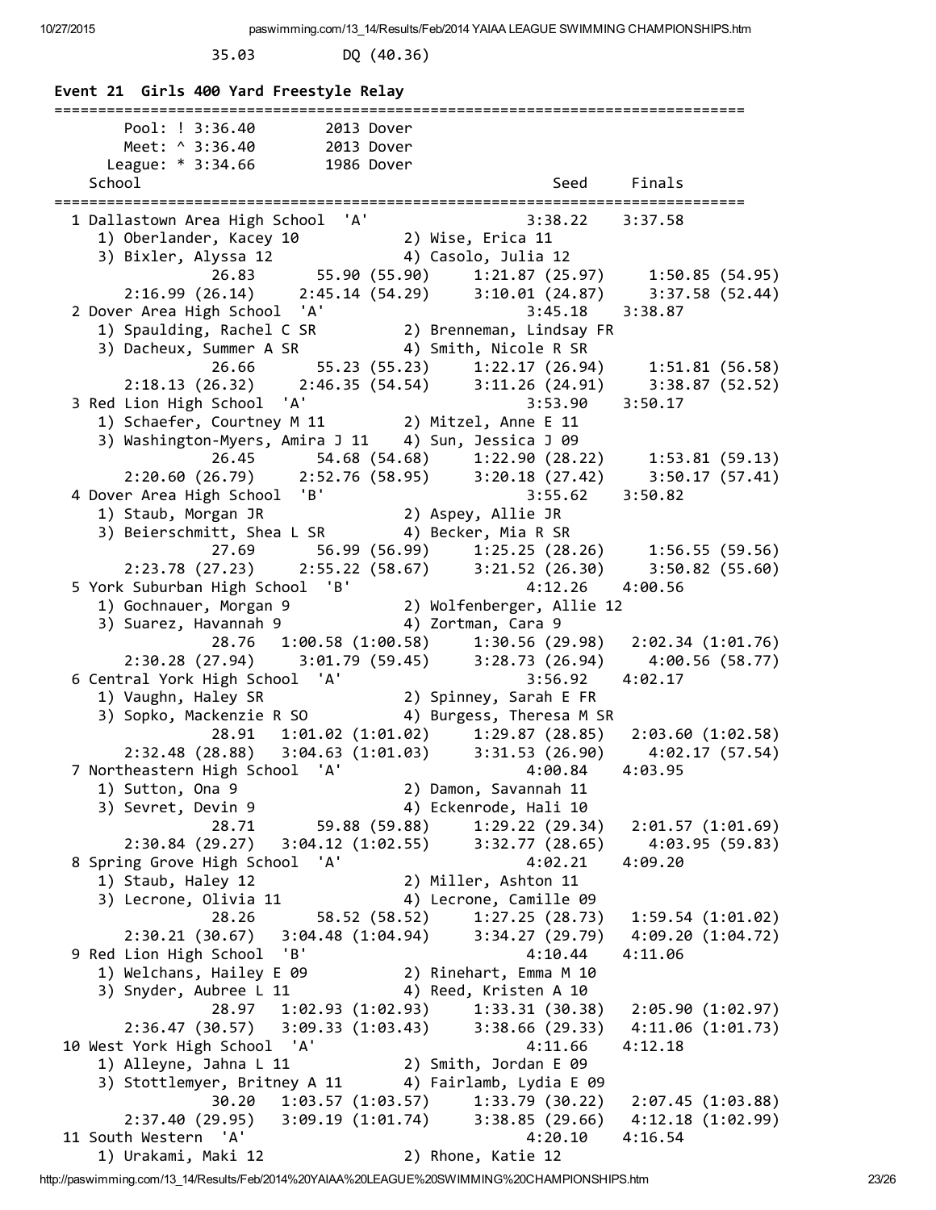35.03 DQ (40.36)

### Event 21 Girls 400 Yard Freestyle Relay

```
===============================================================================
       Pool: ! 3:36.40       2013 Dover
       Meet: ^ 3:36.40       2013 Dover
     League: * 3:34.66       1986 Dover
   School                                             Seed    Finals
===============================================================================
  1 Dallastown Area High School  'A'                 3:38.22   3:37.58
     1) Oberlander, Kacey 10           2) Wise, Erica 11
     3) Bixler, Alyssa 12              4) Casolo, Julia 12
              26.83       55.90 (55.90)     1:21.87 (25.97)     1:50.85 (54.95)
        2:16.99 (26.14)    2:45.14 (54.29)     3:10.01 (24.87)     3:37.58 (52.44)
  2 Dover Area High School  'A'                      3:45.18   3:38.87
     1) Spaulding, Rachel C SR         2) Brenneman, Lindsay FR
     3) Dacheux, Summer A SR           4) Smith, Nicole R SR
              26.66       55.23 (55.23)     1:22.17 (26.94)     1:51.81 (56.58)
        2:18.13 (26.32)    2:46.35 (54.54)     3:11.26 (24.91)     3:38.87 (52.52)
  3 Red Lion High School  'A'                        3:53.90   3:50.17
     1) Schaefer, Courtney M 11        2) Mitzel, Anne E 11
     3) Washington-Myers, Amira J 11   4) Sun, Jessica J 09
              26.45       54.68 (54.68)     1:22.90 (28.22)     1:53.81 (59.13)
        2:20.60 (26.79)    2:52.76 (58.95)     3:20.18 (27.42)     3:50.17 (57.41)
  4 Dover Area High School  'B'                      3:55.62   3:50.82
     1) Staub, Morgan JR               2) Aspey, Allie JR
     3) Beierschmitt, Shea L SR        4) Becker, Mia R SR
              27.69       56.99 (56.99)     1:25.25 (28.26)     1:56.55 (59.56)
        2:23.78 (27.23)    2:55.22 (58.67)     3:21.52 (26.30)     3:50.82 (55.60)
  5 York Suburban High School  'B'                   4:12.26   4:00.56
     1) Gochnauer, Morgan 9            2) Wolfenberger, Allie 12
     3) Suarez, Havannah 9             4) Zortman, Cara 9
              28.76    1:00.58 (1:00.58)    1:30.56 (29.98)   2:02.34 (1:01.76)
        2:30.28 (27.94)    3:01.79 (59.45)     3:28.73 (26.94)     4:00.56 (58.77)
  6 Central York High School  'A'                    3:56.92   4:02.17
     1) Vaughn, Haley SR               2) Spinney, Sarah E FR
     3) Sopko, Mackenzie R SO          4) Burgess, Theresa M SR
              28.91    1:01.02 (1:01.02)    1:29.87 (28.85)   2:03.60 (1:02.58)
        2:32.48 (28.88)    3:04.63 (1:01.03)   3:31.53 (26.90)     4:02.17 (57.54)
  7 Northeastern High School  'A'                    4:00.84   4:03.95
     1) Sutton, Ona 9                  2) Damon, Savannah 11
     3) Sevret, Devin 9                4) Eckenrode, Hali 10
              28.71       59.88 (59.88)     1:29.22 (29.34)   2:01.57 (1:01.69)
        2:30.84 (29.27)    3:04.12 (1:02.55)   3:32.77 (28.65)     4:03.95 (59.83)
  8 Spring Grove High School  'A'                    4:02.21   4:09.20
     1) Staub, Haley 12                2) Miller, Ashton 11
     3) Lecrone, Olivia 11             4) Lecrone, Camille 09
              28.26       58.52 (58.52)     1:27.25 (28.73)   1:59.54 (1:01.02)
        2:30.21 (30.67)    3:04.48 (1:04.94)   3:34.27 (29.79)   4:09.20 (1:04.72)
  9 Red Lion High School  'B'                        4:10.44   4:11.06
     1) Welchans, Hailey E 09          2) Rinehart, Emma M 10
     3) Snyder, Aubree L 11            4) Reed, Kristen A 10
              28.97    1:02.93 (1:02.93)    1:33.31 (30.38)   2:05.90 (1:02.97)
        2:36.47 (30.57)    3:09.33 (1:03.43)   3:38.66 (29.33)   4:11.06 (1:01.73)
 10 West York High School  'A'                       4:11.66   4:12.18
     1) Alleyne, Jahna L 11            2) Smith, Jordan E 09
     3) Stottlemyer, Britney A 11      4) Fairlamb, Lydia E 09
              30.20    1:03.57 (1:03.57)    1:33.79 (30.22)   2:07.45 (1:03.88)
        2:37.40 (29.95)    3:09.19 (1:01.74)   3:38.85 (29.66)   4:12.18 (1:02.99)
 11 South Western  'A'                               4:20.10   4:16.54
     1) Urakami, Maki 12               2) Rhone, Katie 12
```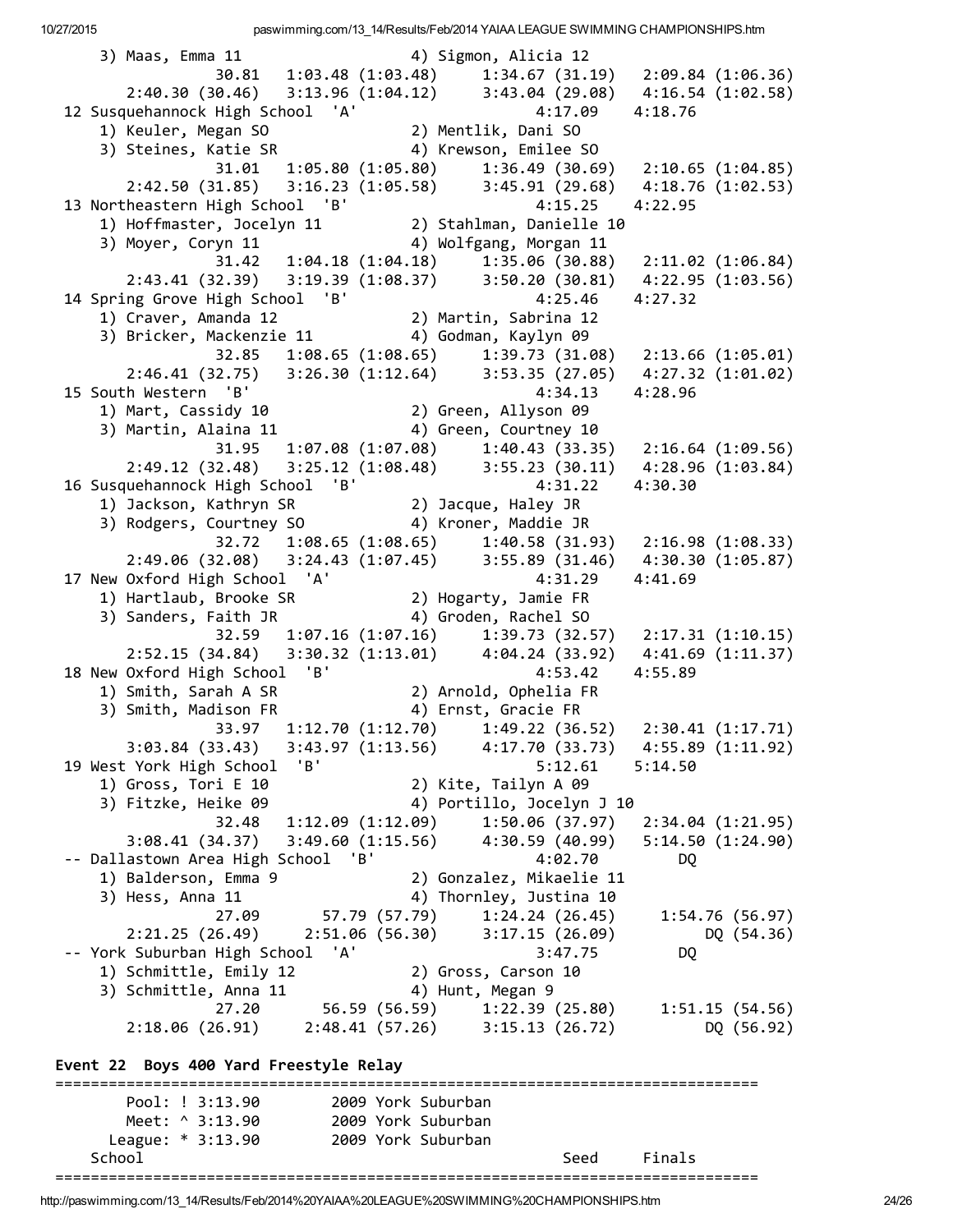```
    3) Maas, Emma 11                  4) Sigmon, Alicia 12
              30.81   1:03.48 (1:03.48)     1:34.67 (31.19)   2:09.84 (1:06.36)
       2:40.30 (30.46)   3:13.96 (1:04.12)     3:43.04 (29.08)   4:16.54 (1:02.58)
12 Susquehannock High School  'A'                  4:17.09    4:18.76
    1) Keuler, Megan SO               2) Mentlik, Dani SO
    3) Steines, Katie SR              4) Krewson, Emilee SO
              31.01   1:05.80 (1:05.80)     1:36.49 (30.69)   2:10.65 (1:04.85)
       2:42.50 (31.85)   3:16.23 (1:05.58)     3:45.91 (29.68)   4:18.76 (1:02.53)
13 Northeastern High School  'B'                   4:15.25    4:22.95
    1) Hoffmaster, Jocelyn 11         2) Stahlman, Danielle 10
    3) Moyer, Coryn 11                4) Wolfgang, Morgan 11
              31.42   1:04.18 (1:04.18)     1:35.06 (30.88)   2:11.02 (1:06.84)
       2:43.41 (32.39)   3:19.39 (1:08.37)     3:50.20 (30.81)   4:22.95 (1:03.56)
14 Spring Grove High School  'B'                   4:25.46    4:27.32
    1) Craver, Amanda 12              2) Martin, Sabrina 12
    3) Bricker, Mackenzie 11          4) Godman, Kaylyn 09
              32.85   1:08.65 (1:08.65)     1:39.73 (31.08)   2:13.66 (1:05.01)
       2:46.41 (32.75)   3:26.30 (1:12.64)     3:53.35 (27.05)   4:27.32 (1:01.02)
15 South Western  'B'                              4:34.13    4:28.96
    1) Mart, Cassidy 10               2) Green, Allyson 09
    3) Martin, Alaina 11              4) Green, Courtney 10
              31.95   1:07.08 (1:07.08)     1:40.43 (33.35)   2:16.64 (1:09.56)
       2:49.12 (32.48)   3:25.12 (1:08.48)     3:55.23 (30.11)   4:28.96 (1:03.84)
16 Susquehannock High School  'B'                  4:31.22    4:30.30
    1) Jackson, Kathryn SR            2) Jacque, Haley JR
    3) Rodgers, Courtney SO           4) Kroner, Maddie JR
              32.72   1:08.65 (1:08.65)     1:40.58 (31.93)   2:16.98 (1:08.33)
       2:49.06 (32.08)   3:24.43 (1:07.45)     3:55.89 (31.46)   4:30.30 (1:05.87)
17 New Oxford High School  'A'                     4:31.29    4:41.69
    1) Hartlaub, Brooke SR            2) Hogarty, Jamie FR
    3) Sanders, Faith JR              4) Groden, Rachel SO
              32.59   1:07.16 (1:07.16)     1:39.73 (32.57)   2:17.31 (1:10.15)
       2:52.15 (34.84)   3:30.32 (1:13.01)     4:04.24 (33.92)   4:41.69 (1:11.37)
18 New Oxford High School  'B'                     4:53.42    4:55.89
    1) Smith, Sarah A SR              2) Arnold, Ophelia FR
    3) Smith, Madison FR              4) Ernst, Gracie FR
              33.97   1:12.70 (1:12.70)     1:49.22 (36.52)   2:30.41 (1:17.71)
       3:03.84 (33.43)   3:43.97 (1:13.56)     4:17.70 (33.73)   4:55.89 (1:11.92)
19 West York High School  'B'                      5:12.61    5:14.50
    1) Gross, Tori E 10               2) Kite, Tailyn A 09
    3) Fitzke, Heike 09               4) Portillo, Jocelyn J 10
              32.48   1:12.09 (1:12.09)     1:50.06 (37.97)   2:34.04 (1:21.95)
       3:08.41 (34.37)   3:49.60 (1:15.56)     4:30.59 (40.99)   5:14.50 (1:24.90)
-- Dallastown Area High School  'B'                4:02.70         DQ
    1) Balderson, Emma 9              2) Gonzalez, Mikaelie 11
    3) Hess, Anna 11                  4) Thornley, Justina 10
              27.09       57.79 (57.79)     1:24.24 (26.45)     1:54.76 (56.97)
       2:21.25 (26.49)     2:51.06 (56.30)     3:17.15 (26.09)          DQ (54.36)
-- York Suburban High School  'A'                  3:47.75         DQ
    1) Schmittle, Emily 12            2) Gross, Carson 10
    3) Schmittle, Anna 11             4) Hunt, Megan 9
              27.20       56.59 (56.59)     1:22.39 (25.80)     1:51.15 (54.56)
       2:18.06 (26.91)     2:48.41 (57.26)     3:15.13 (26.72)          DQ (56.92)
```

**Event 22  Boys 400 Yard Freestyle Relay**

```
===============================================================================
      Pool: ! 3:13.90        2009 York Suburban
      Meet: ^ 3:13.90        2009 York Suburban
    League: * 3:13.90        2009 York Suburban
   School                                            Seed    Finals
===============================================================================
```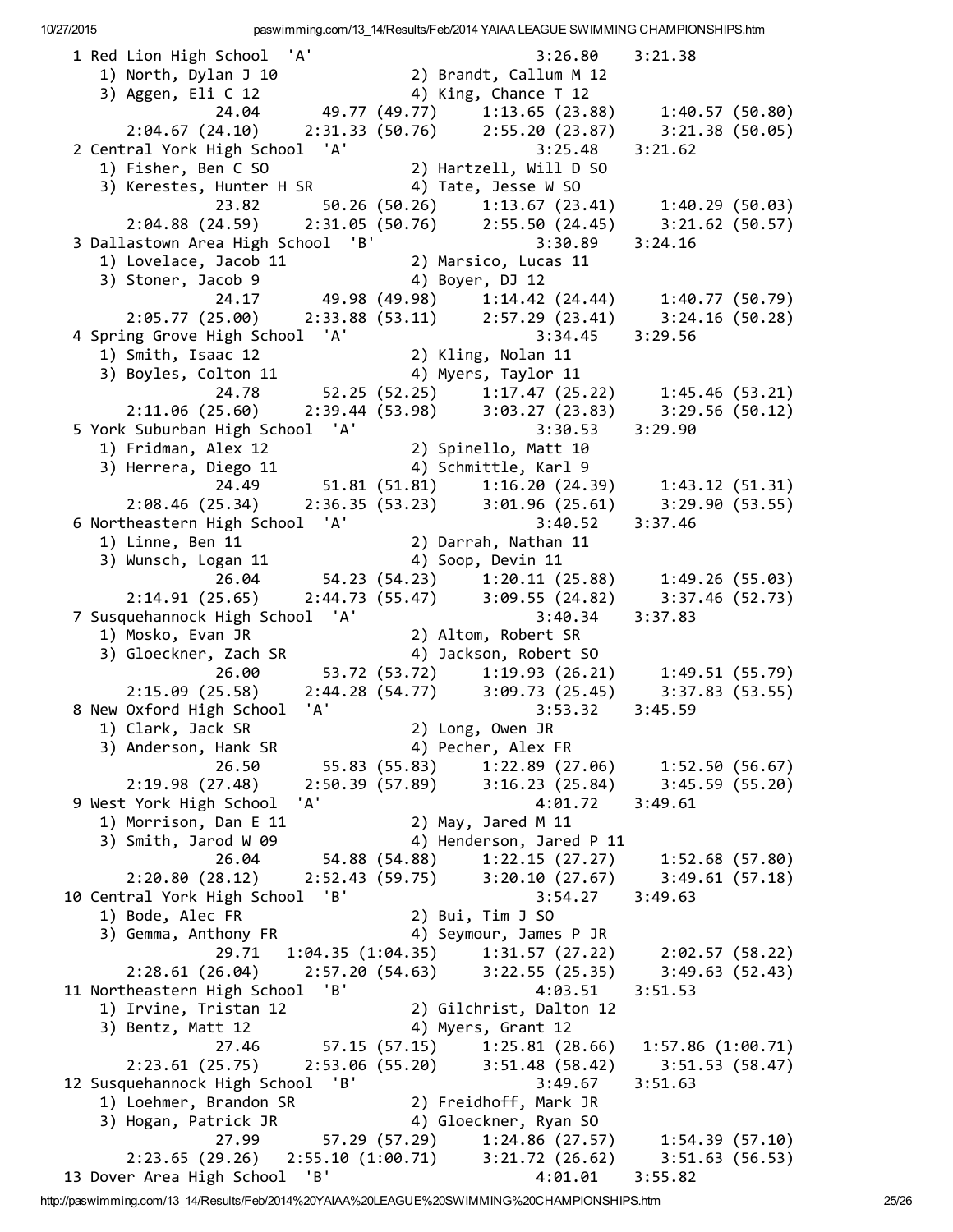```
  1 Red Lion High School  'A'                          3:26.80    3:21.38
     1) North, Dylan J 10              2) Brandt, Callum M 12
     3) Aggen, Eli C 12                4) King, Chance T 12
              24.04       49.77 (49.77)     1:13.65 (23.88)     1:40.57 (50.80)
        2:04.67 (24.10)     2:31.33 (50.76)     2:55.20 (23.87)     3:21.38 (50.05)
  2 Central York High School  'A'                      3:25.48    3:21.62
     1) Fisher, Ben C SO               2) Hartzell, Will D SO
     3) Kerestes, Hunter H SR          4) Tate, Jesse W SO
              23.82       50.26 (50.26)     1:13.67 (23.41)     1:40.29 (50.03)
        2:04.88 (24.59)     2:31.05 (50.76)     2:55.50 (24.45)     3:21.62 (50.57)
  3 Dallastown Area High School  'B'                   3:30.89    3:24.16
     1) Lovelace, Jacob 11             2) Marsico, Lucas 11
     3) Stoner, Jacob 9                4) Boyer, DJ 12
              24.17       49.98 (49.98)     1:14.42 (24.44)     1:40.77 (50.79)
        2:05.77 (25.00)     2:33.88 (53.11)     2:57.29 (23.41)     3:24.16 (50.28)
  4 Spring Grove High School  'A'                      3:34.45    3:29.56
     1) Smith, Isaac 12                2) Kling, Nolan 11
     3) Boyles, Colton 11              4) Myers, Taylor 11
              24.78       52.25 (52.25)     1:17.47 (25.22)     1:45.46 (53.21)
        2:11.06 (25.60)     2:39.44 (53.98)     3:03.27 (23.83)     3:29.56 (50.12)
  5 York Suburban High School  'A'                     3:30.53    3:29.90
     1) Fridman, Alex 12               2) Spinello, Matt 10
     3) Herrera, Diego 11              4) Schmittle, Karl 9
              24.49       51.81 (51.81)     1:16.20 (24.39)     1:43.12 (51.31)
        2:08.46 (25.34)     2:36.35 (53.23)     3:01.96 (25.61)     3:29.90 (53.55)
  6 Northeastern High School  'A'                      3:40.52    3:37.46
     1) Linne, Ben 11                  2) Darrah, Nathan 11
     3) Wunsch, Logan 11               4) Soop, Devin 11
              26.04       54.23 (54.23)     1:20.11 (25.88)     1:49.26 (55.03)
        2:14.91 (25.65)     2:44.73 (55.47)     3:09.55 (24.82)     3:37.46 (52.73)
  7 Susquehannock High School  'A'                     3:40.34    3:37.83
     1) Mosko, Evan JR                 2) Altom, Robert SR
     3) Gloeckner, Zach SR             4) Jackson, Robert SO
              26.00       53.72 (53.72)     1:19.93 (26.21)     1:49.51 (55.79)
        2:15.09 (25.58)     2:44.28 (54.77)     3:09.73 (25.45)     3:37.83 (53.55)
  8 New Oxford High School  'A'                        3:53.32    3:45.59
     1) Clark, Jack SR                 2) Long, Owen JR
     3) Anderson, Hank SR              4) Pecher, Alex FR
              26.50       55.83 (55.83)     1:22.89 (27.06)     1:52.50 (56.67)
        2:19.98 (27.48)     2:50.39 (57.89)     3:16.23 (25.84)     3:45.59 (55.20)
  9 West York High School  'A'                         4:01.72    3:49.61
     1) Morrison, Dan E 11             2) May, Jared M 11
     3) Smith, Jarod W 09              4) Henderson, Jared P 11
              26.04       54.88 (54.88)     1:22.15 (27.27)     1:52.68 (57.80)
        2:20.80 (28.12)     2:52.43 (59.75)     3:20.10 (27.67)     3:49.61 (57.18)
 10 Central York High School  'B'                      3:54.27    3:49.63
     1) Bode, Alec FR                  2) Bui, Tim J SO
     3) Gemma, Anthony FR              4) Seymour, James P JR
              29.71    1:04.35 (1:04.35)    1:31.57 (27.22)     2:02.57 (58.22)
        2:28.61 (26.04)     2:57.20 (54.63)     3:22.55 (25.35)     3:49.63 (52.43)
 11 Northeastern High School  'B'                      4:03.51    3:51.53
     1) Irvine, Tristan 12             2) Gilchrist, Dalton 12
     3) Bentz, Matt 12                 4) Myers, Grant 12
              27.46       57.15 (57.15)     1:25.81 (28.66)   1:57.86 (1:00.71)
        2:23.61 (25.75)     2:53.06 (55.20)     3:51.48 (58.42)     3:51.53 (58.47)
 12 Susquehannock High School  'B'                     3:49.67    3:51.63
     1) Loehmer, Brandon SR            2) Freidhoff, Mark JR
     3) Hogan, Patrick JR              4) Gloeckner, Ryan SO
              27.99       57.29 (57.29)     1:24.86 (27.57)     1:54.39 (57.10)
        2:23.65 (29.26)   2:55.10 (1:00.71)     3:21.72 (26.62)     3:51.63 (56.53)
 13 Dover Area High School  'B'                        4:01.01    3:55.82
```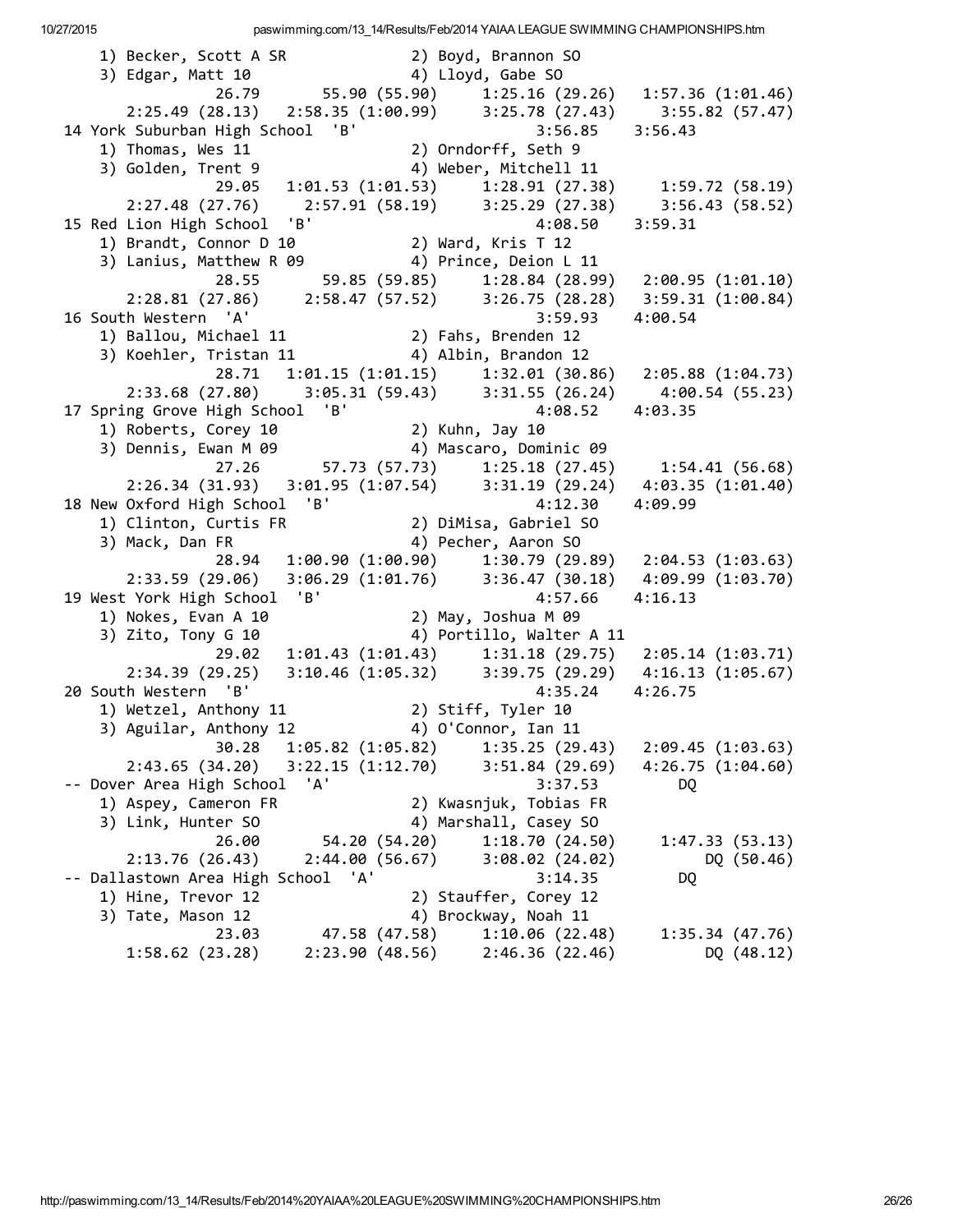```
    1) Becker, Scott A SR            2) Boyd, Brannon SO
    3) Edgar, Matt 10                4) Lloyd, Gabe SO
             26.79       55.90 (55.90)     1:25.16 (29.26)   1:57.36 (1:01.46)
       2:25.49 (28.13)   2:58.35 (1:00.99)   3:25.78 (27.43)    3:55.82 (57.47)
 14 York Suburban High School  'B'                   3:56.85    3:56.43
    1) Thomas, Wes 11                2) Orndorff, Seth 9
    3) Golden, Trent 9               4) Weber, Mitchell 11
             29.05   1:01.53 (1:01.53)     1:28.91 (27.38)     1:59.72 (58.19)
       2:27.48 (27.76)     2:57.91 (58.19)   3:25.29 (27.38)    3:56.43 (58.52)
 15 Red Lion High School  'B'                        4:08.50    3:59.31
    1) Brandt, Connor D 10           2) Ward, Kris T 12
    3) Lanius, Matthew R 09          4) Prince, Deion L 11
             28.55       59.85 (59.85)     1:28.84 (28.99)   2:00.95 (1:01.10)
       2:28.81 (27.86)     2:58.47 (57.52)   3:26.75 (28.28)   3:59.31 (1:00.84)
 16 South Western  'A'                               3:59.93    4:00.54
    1) Ballou, Michael 11            2) Fahs, Brenden 12
    3) Koehler, Tristan 11           4) Albin, Brandon 12
             28.71   1:01.15 (1:01.15)     1:32.01 (30.86)   2:05.88 (1:04.73)
       2:33.68 (27.80)   3:05.31 (59.43)     3:31.55 (26.24)    4:00.54 (55.23)
 17 Spring Grove High School  'B'                    4:08.52    4:03.35
    1) Roberts, Corey 10             2) Kuhn, Jay 10
    3) Dennis, Ewan M 09             4) Mascaro, Dominic 09
             27.26       57.73 (57.73)     1:25.18 (27.45)     1:54.41 (56.68)
       2:26.34 (31.93)   3:01.95 (1:07.54)   3:31.19 (29.24)   4:03.35 (1:01.40)
 18 New Oxford High School  'B'                      4:12.30    4:09.99
    1) Clinton, Curtis FR            2) DiMisa, Gabriel SO
    3) Mack, Dan FR                  4) Pecher, Aaron SO
             28.94   1:00.90 (1:00.90)     1:30.79 (29.89)   2:04.53 (1:03.63)
       2:33.59 (29.06)   3:06.29 (1:01.76)   3:36.47 (30.18)   4:09.99 (1:03.70)
 19 West York High School  'B'                       4:57.66    4:16.13
    1) Nokes, Evan A 10              2) May, Joshua M 09
    3) Zito, Tony G 10               4) Portillo, Walter A 11
             29.02   1:01.43 (1:01.43)     1:31.18 (29.75)   2:05.14 (1:03.71)
       2:34.39 (29.25)   3:10.46 (1:05.32)   3:39.75 (29.29)   4:16.13 (1:05.67)
 20 South Western  'B'                               4:35.24    4:26.75
    1) Wetzel, Anthony 11            2) Stiff, Tyler 10
    3) Aguilar, Anthony 12           4) O'Connor, Ian 11
             30.28   1:05.82 (1:05.82)     1:35.25 (29.43)   2:09.45 (1:03.63)
       2:43.65 (34.20)   3:22.15 (1:12.70)   3:51.84 (29.69)   4:26.75 (1:04.60)
 -- Dover Area High School  'A'                      3:37.53         DQ
    1) Aspey, Cameron FR             2) Kwasnjuk, Tobias FR
    3) Link, Hunter SO               4) Marshall, Casey SO
             26.00       54.20 (54.20)     1:18.70 (24.50)     1:47.33 (53.13)
       2:13.76 (26.43)     2:44.00 (56.67)   3:08.02 (24.02)         DQ (50.46)
 -- Dallastown Area High School  'A'                 3:14.35         DQ
    1) Hine, Trevor 12               2) Stauffer, Corey 12
    3) Tate, Mason 12                4) Brockway, Noah 11
             23.03       47.58 (47.58)     1:10.06 (22.48)     1:35.34 (47.76)
       1:58.62 (23.28)     2:23.90 (48.56)   2:46.36 (22.46)         DQ (48.12)
```